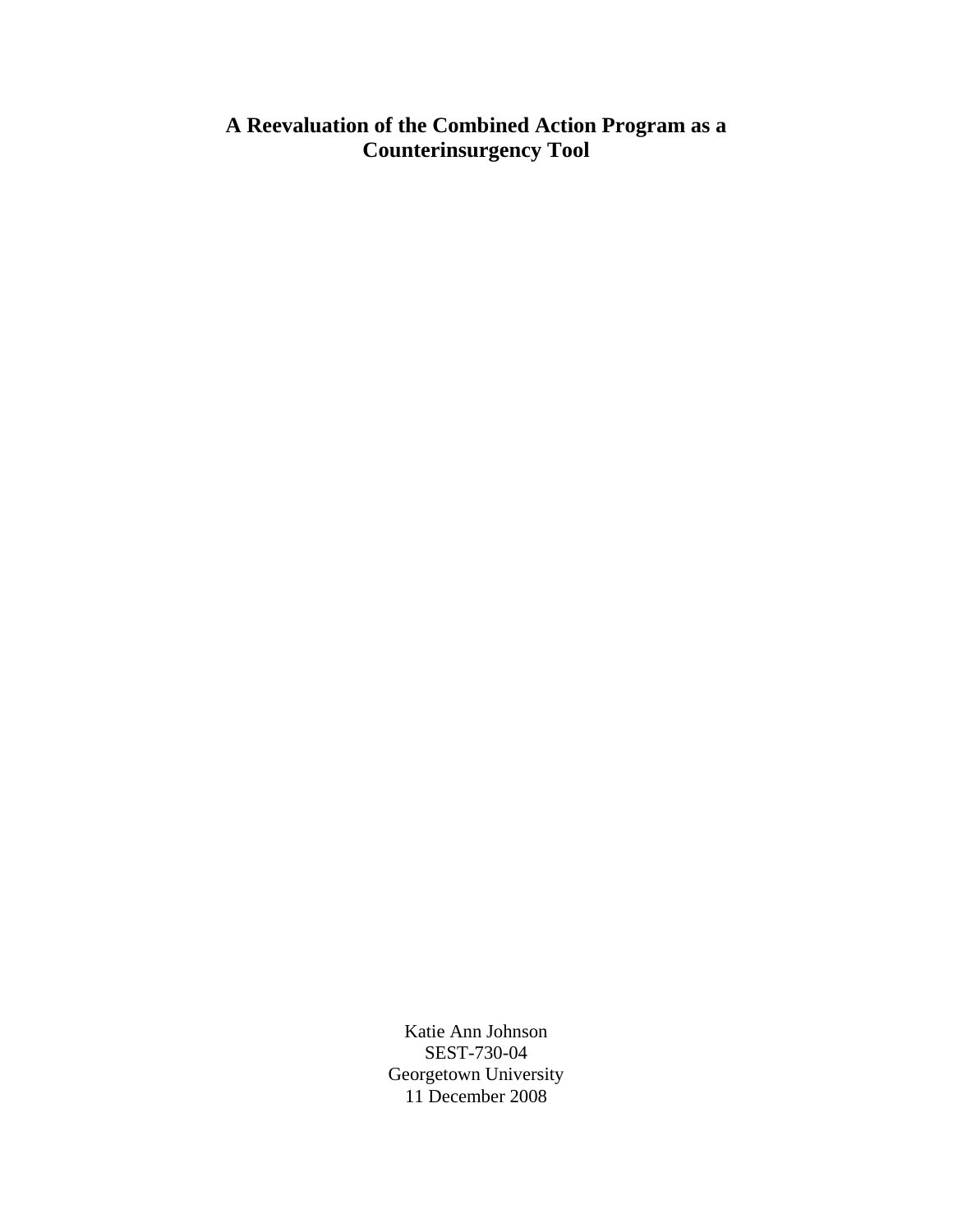# A Reevaluation of the Combined Action Program as a Counterinsurgency Tool

Katie Ann Johnson
SEST-730-04
Georgetown University
11 December 2008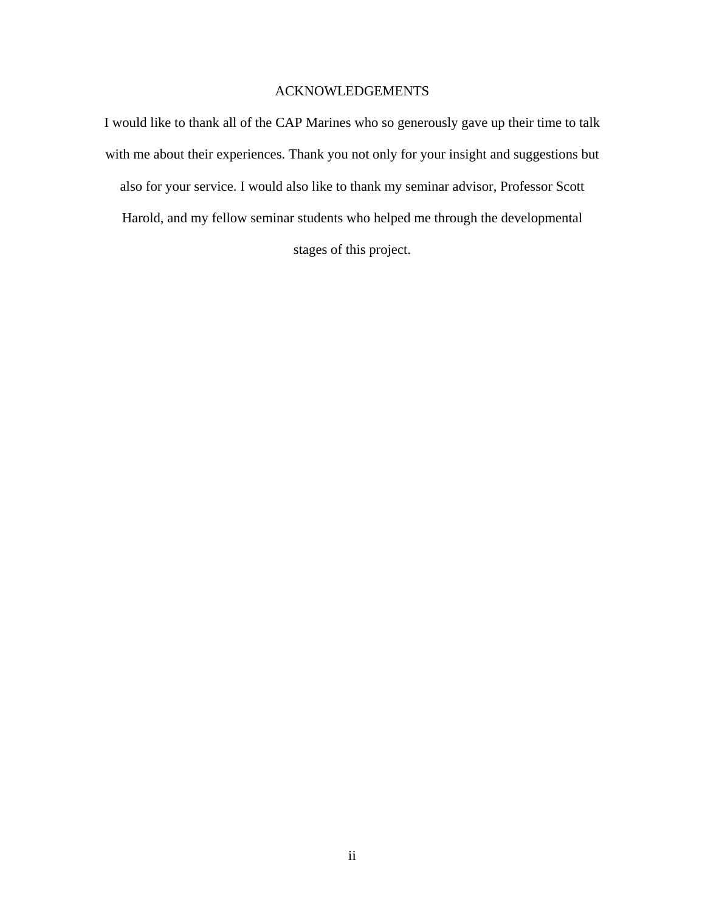# ACKNOWLEDGEMENTS

I would like to thank all of the CAP Marines who so generously gave up their time to talk with me about their experiences. Thank you not only for your insight and suggestions but also for your service. I would also like to thank my seminar advisor, Professor Scott Harold, and my fellow seminar students who helped me through the developmental stages of this project.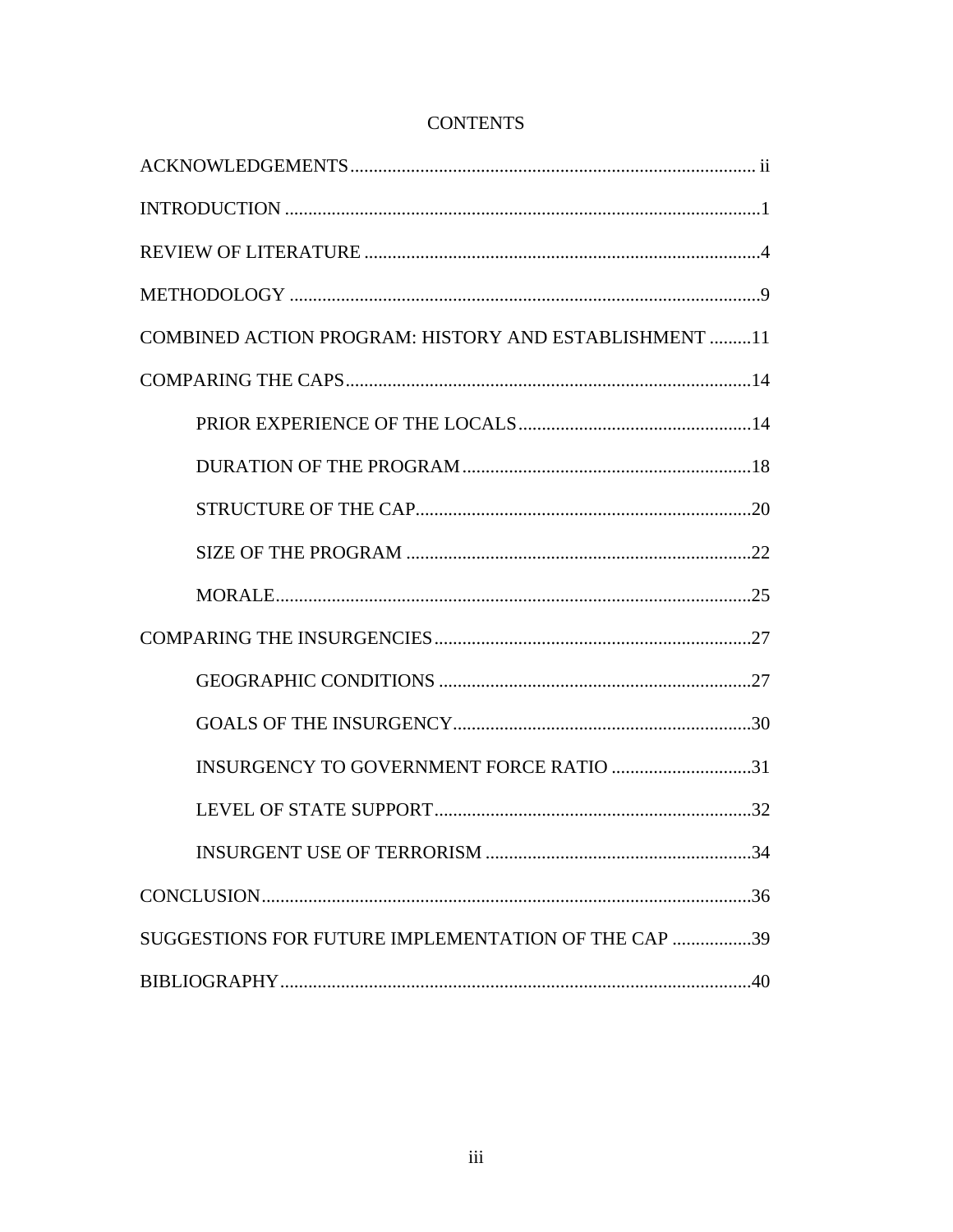# CONTENTS

ACKNOWLEDGEMENTS ....................................................................................... ii

INTRODUCTION ......................................................................................................1

REVIEW OF LITERATURE .....................................................................................4

METHODOLOGY .....................................................................................................9

COMBINED ACTION PROGRAM: HISTORY AND ESTABLISHMENT .........11

COMPARING THE CAPS.......................................................................................14

- PRIOR EXPERIENCE OF THE LOCALS..................................................14
- DURATION OF THE PROGRAM..............................................................18
- STRUCTURE OF THE CAP........................................................................20
- SIZE OF THE PROGRAM ..........................................................................22
- MORALE......................................................................................................25

COMPARING THE INSURGENCIES....................................................................27

- GEOGRAPHIC CONDITIONS ...................................................................27
- GOALS OF THE INSURGENCY................................................................30
- INSURGENCY TO GOVERNMENT FORCE RATIO ..............................31
- LEVEL OF STATE SUPPORT....................................................................32
- INSURGENT USE OF TERRORISM .........................................................34

CONCLUSION.........................................................................................................36

SUGGESTIONS FOR FUTURE IMPLEMENTATION OF THE CAP .................39

BIBLIOGRAPHY.....................................................................................................40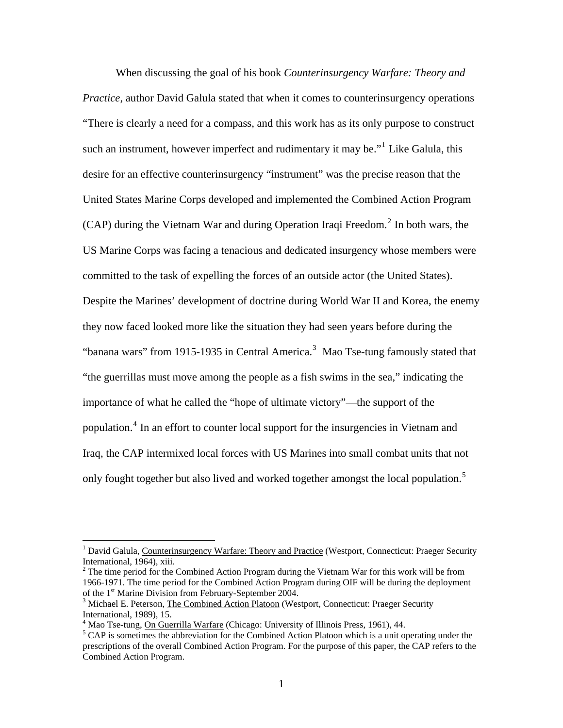When discussing the goal of his book *Counterinsurgency Warfare: Theory and Practice*, author David Galula stated that when it comes to counterinsurgency operations "There is clearly a need for a compass, and this work has as its only purpose to construct such an instrument, however imperfect and rudimentary it may be."[1] Like Galula, this desire for an effective counterinsurgency "instrument" was the precise reason that the United States Marine Corps developed and implemented the Combined Action Program (CAP) during the Vietnam War and during Operation Iraqi Freedom.[2] In both wars, the US Marine Corps was facing a tenacious and dedicated insurgency whose members were committed to the task of expelling the forces of an outside actor (the United States). Despite the Marines' development of doctrine during World War II and Korea, the enemy they now faced looked more like the situation they had seen years before during the "banana wars" from 1915-1935 in Central America.[3] Mao Tse-tung famously stated that "the guerrillas must move among the people as a fish swims in the sea," indicating the importance of what he called the "hope of ultimate victory"—the support of the population.[4] In an effort to counter local support for the insurgencies in Vietnam and Iraq, the CAP intermixed local forces with US Marines into small combat units that not only fought together but also lived and worked together amongst the local population.[5]

---

[1] David Galula, Counterinsurgency Warfare: Theory and Practice (Westport, Connecticut: Praeger Security International, 1964), xiii.

[2] The time period for the Combined Action Program during the Vietnam War for this work will be from 1966-1971. The time period for the Combined Action Program during OIF will be during the deployment of the 1st Marine Division from February-September 2004.

[3] Michael E. Peterson, The Combined Action Platoon (Westport, Connecticut: Praeger Security International, 1989), 15.

[4] Mao Tse-tung, On Guerrilla Warfare (Chicago: University of Illinois Press, 1961), 44.

[5] CAP is sometimes the abbreviation for the Combined Action Platoon which is a unit operating under the prescriptions of the overall Combined Action Program. For the purpose of this paper, the CAP refers to the Combined Action Program.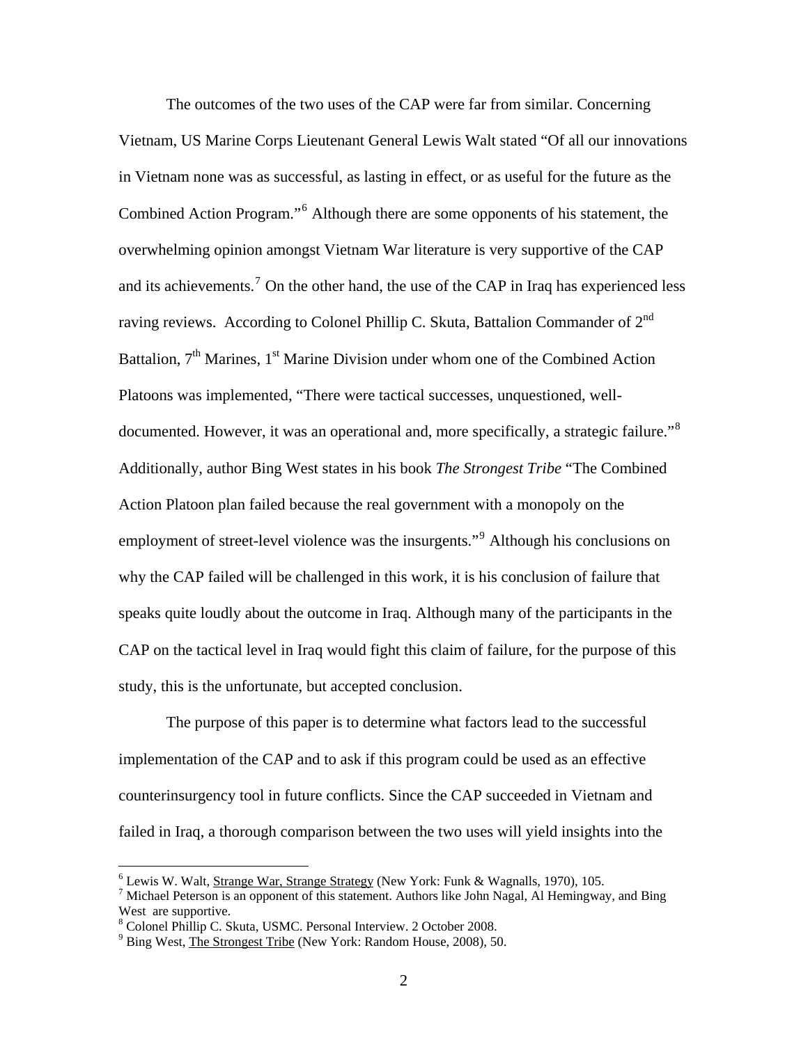The outcomes of the two uses of the CAP were far from similar. Concerning Vietnam, US Marine Corps Lieutenant General Lewis Walt stated "Of all our innovations in Vietnam none was as successful, as lasting in effect, or as useful for the future as the Combined Action Program."[6] Although there are some opponents of his statement, the overwhelming opinion amongst Vietnam War literature is very supportive of the CAP and its achievements.[7] On the other hand, the use of the CAP in Iraq has experienced less raving reviews. According to Colonel Phillip C. Skuta, Battalion Commander of 2nd Battalion, 7th Marines, 1st Marine Division under whom one of the Combined Action Platoons was implemented, "There were tactical successes, unquestioned, well-documented. However, it was an operational and, more specifically, a strategic failure."[8] Additionally, author Bing West states in his book *The Strongest Tribe* "The Combined Action Platoon plan failed because the real government with a monopoly on the employment of street-level violence was the insurgents."[9] Although his conclusions on why the CAP failed will be challenged in this work, it is his conclusion of failure that speaks quite loudly about the outcome in Iraq. Although many of the participants in the CAP on the tactical level in Iraq would fight this claim of failure, for the purpose of this study, this is the unfortunate, but accepted conclusion.

The purpose of this paper is to determine what factors lead to the successful implementation of the CAP and to ask if this program could be used as an effective counterinsurgency tool in future conflicts. Since the CAP succeeded in Vietnam and failed in Iraq, a thorough comparison between the two uses will yield insights into the

---

[6] Lewis W. Walt, Strange War, Strange Strategy (New York: Funk & Wagnalls, 1970), 105.

[7] Michael Peterson is an opponent of this statement. Authors like John Nagal, Al Hemingway, and Bing West are supportive.

[8] Colonel Phillip C. Skuta, USMC. Personal Interview. 2 October 2008.

[9] Bing West, The Strongest Tribe (New York: Random House, 2008), 50.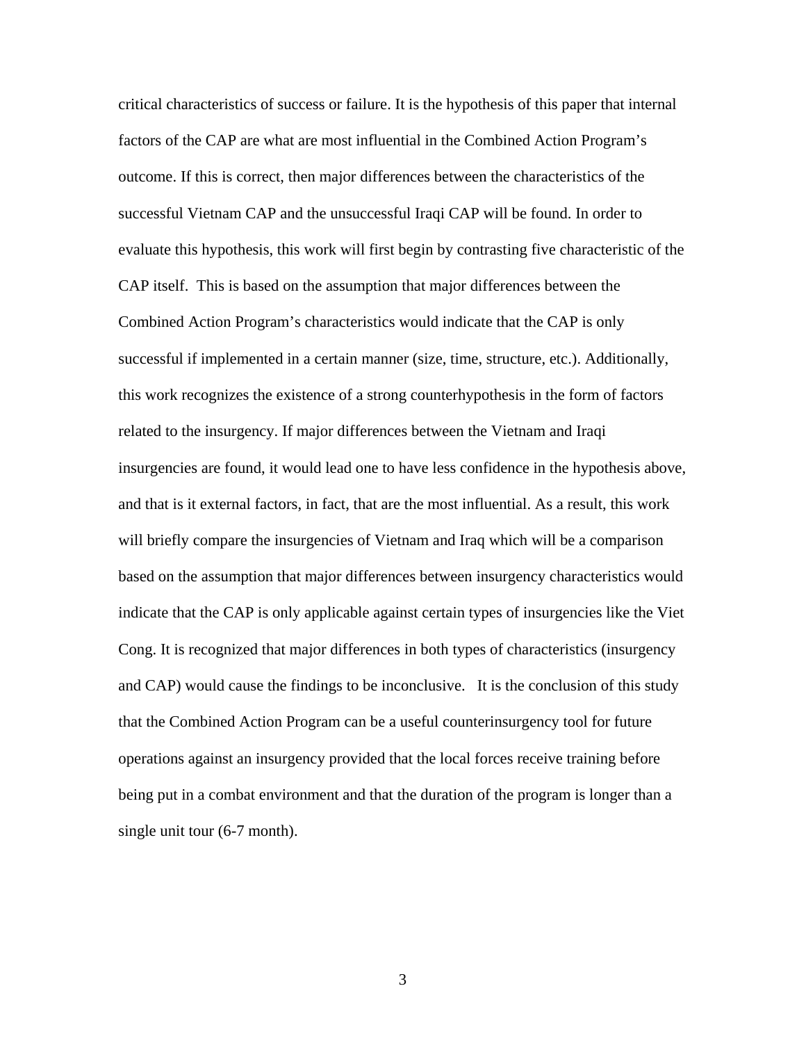critical characteristics of success or failure. It is the hypothesis of this paper that internal factors of the CAP are what are most influential in the Combined Action Program's outcome. If this is correct, then major differences between the characteristics of the successful Vietnam CAP and the unsuccessful Iraqi CAP will be found. In order to evaluate this hypothesis, this work will first begin by contrasting five characteristic of the CAP itself. This is based on the assumption that major differences between the Combined Action Program's characteristics would indicate that the CAP is only successful if implemented in a certain manner (size, time, structure, etc.). Additionally, this work recognizes the existence of a strong counterhypothesis in the form of factors related to the insurgency. If major differences between the Vietnam and Iraqi insurgencies are found, it would lead one to have less confidence in the hypothesis above, and that is it external factors, in fact, that are the most influential. As a result, this work will briefly compare the insurgencies of Vietnam and Iraq which will be a comparison based on the assumption that major differences between insurgency characteristics would indicate that the CAP is only applicable against certain types of insurgencies like the Viet Cong. It is recognized that major differences in both types of characteristics (insurgency and CAP) would cause the findings to be inconclusive. It is the conclusion of this study that the Combined Action Program can be a useful counterinsurgency tool for future operations against an insurgency provided that the local forces receive training before being put in a combat environment and that the duration of the program is longer than a single unit tour (6-7 month).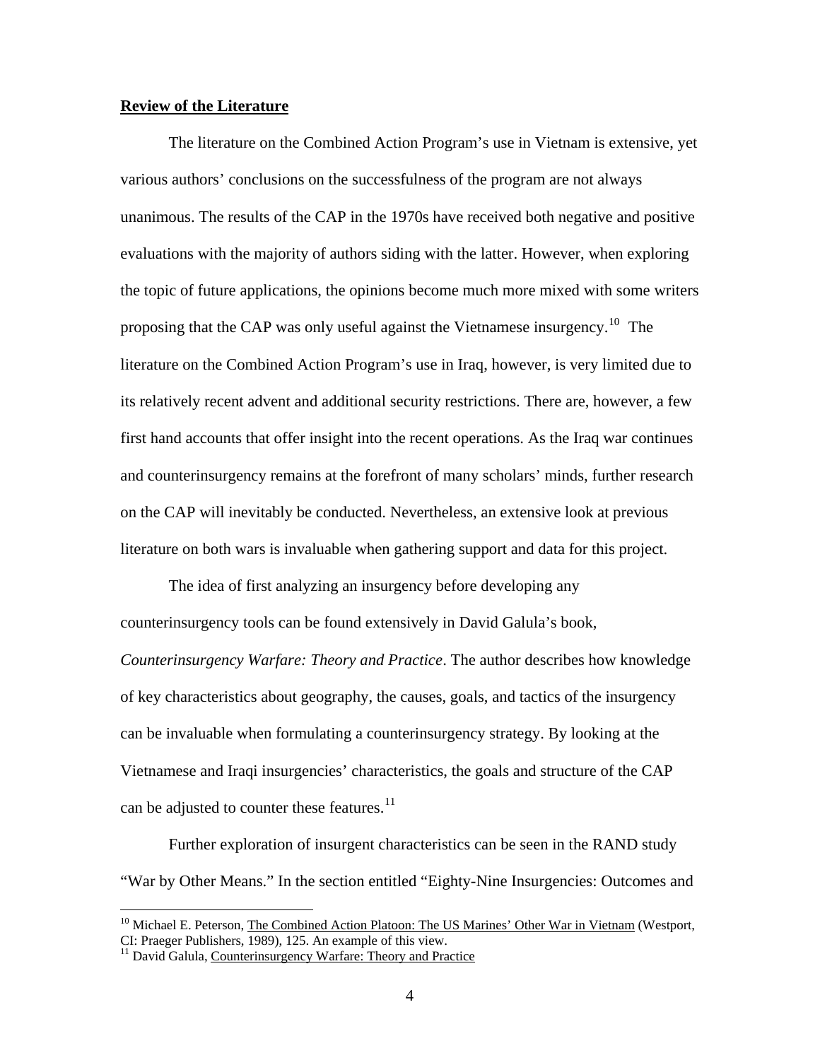**Review of the Literature**

The literature on the Combined Action Program's use in Vietnam is extensive, yet various authors' conclusions on the successfulness of the program are not always unanimous. The results of the CAP in the 1970s have received both negative and positive evaluations with the majority of authors siding with the latter. However, when exploring the topic of future applications, the opinions become much more mixed with some writers proposing that the CAP was only useful against the Vietnamese insurgency.[10] The literature on the Combined Action Program's use in Iraq, however, is very limited due to its relatively recent advent and additional security restrictions. There are, however, a few first hand accounts that offer insight into the recent operations. As the Iraq war continues and counterinsurgency remains at the forefront of many scholars' minds, further research on the CAP will inevitably be conducted. Nevertheless, an extensive look at previous literature on both wars is invaluable when gathering support and data for this project.

The idea of first analyzing an insurgency before developing any counterinsurgency tools can be found extensively in David Galula's book, *Counterinsurgency Warfare: Theory and Practice*. The author describes how knowledge of key characteristics about geography, the causes, goals, and tactics of the insurgency can be invaluable when formulating a counterinsurgency strategy. By looking at the Vietnamese and Iraqi insurgencies' characteristics, the goals and structure of the CAP can be adjusted to counter these features.[11]

Further exploration of insurgent characteristics can be seen in the RAND study "War by Other Means." In the section entitled "Eighty-Nine Insurgencies: Outcomes and

---

[10] Michael E. Peterson, The Combined Action Platoon: The US Marines' Other War in Vietnam (Westport, CI: Praeger Publishers, 1989), 125. An example of this view.

[11] David Galula, Counterinsurgency Warfare: Theory and Practice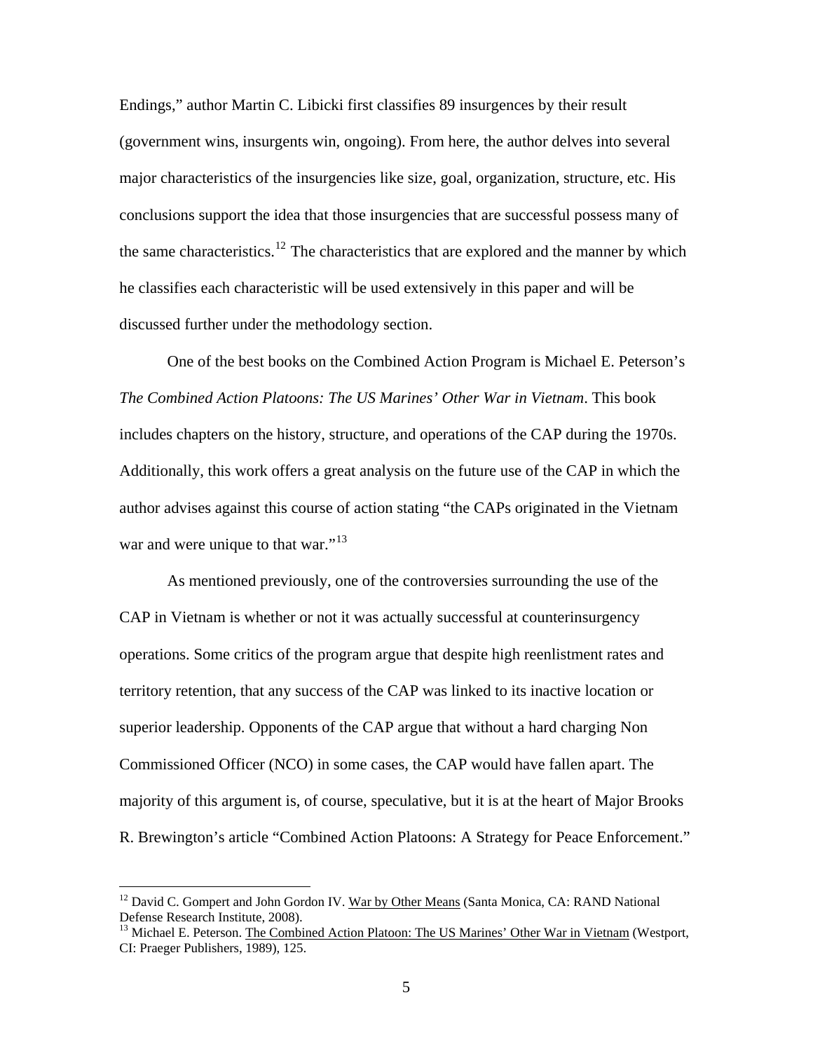Endings," author Martin C. Libicki first classifies 89 insurgences by their result (government wins, insurgents win, ongoing). From here, the author delves into several major characteristics of the insurgencies like size, goal, organization, structure, etc. His conclusions support the idea that those insurgencies that are successful possess many of the same characteristics.[12] The characteristics that are explored and the manner by which he classifies each characteristic will be used extensively in this paper and will be discussed further under the methodology section.

One of the best books on the Combined Action Program is Michael E. Peterson's *The Combined Action Platoons: The US Marines' Other War in Vietnam*. This book includes chapters on the history, structure, and operations of the CAP during the 1970s. Additionally, this work offers a great analysis on the future use of the CAP in which the author advises against this course of action stating "the CAPs originated in the Vietnam war and were unique to that war."[13]

As mentioned previously, one of the controversies surrounding the use of the CAP in Vietnam is whether or not it was actually successful at counterinsurgency operations. Some critics of the program argue that despite high reenlistment rates and territory retention, that any success of the CAP was linked to its inactive location or superior leadership. Opponents of the CAP argue that without a hard charging Non Commissioned Officer (NCO) in some cases, the CAP would have fallen apart. The majority of this argument is, of course, speculative, but it is at the heart of Major Brooks R. Brewington's article "Combined Action Platoons: A Strategy for Peace Enforcement."

---

[12] David C. Gompert and John Gordon IV. War by Other Means (Santa Monica, CA: RAND National Defense Research Institute, 2008).

[13] Michael E. Peterson. The Combined Action Platoon: The US Marines' Other War in Vietnam (Westport, CI: Praeger Publishers, 1989), 125.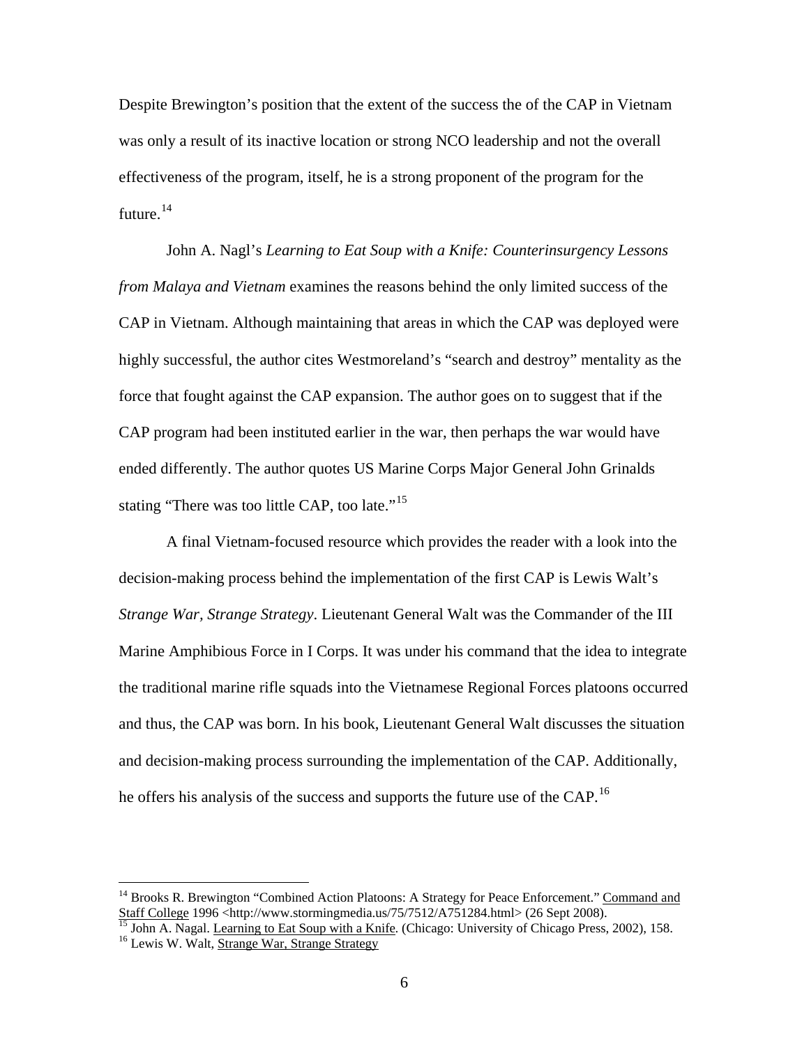Despite Brewington's position that the extent of the success the of the CAP in Vietnam was only a result of its inactive location or strong NCO leadership and not the overall effectiveness of the program, itself, he is a strong proponent of the program for the future.[14]

John A. Nagl's *Learning to Eat Soup with a Knife: Counterinsurgency Lessons from Malaya and Vietnam* examines the reasons behind the only limited success of the CAP in Vietnam. Although maintaining that areas in which the CAP was deployed were highly successful, the author cites Westmoreland's "search and destroy" mentality as the force that fought against the CAP expansion. The author goes on to suggest that if the CAP program had been instituted earlier in the war, then perhaps the war would have ended differently. The author quotes US Marine Corps Major General John Grinalds stating "There was too little CAP, too late."[15]

A final Vietnam-focused resource which provides the reader with a look into the decision-making process behind the implementation of the first CAP is Lewis Walt's *Strange War, Strange Strategy*. Lieutenant General Walt was the Commander of the III Marine Amphibious Force in I Corps. It was under his command that the idea to integrate the traditional marine rifle squads into the Vietnamese Regional Forces platoons occurred and thus, the CAP was born. In his book, Lieutenant General Walt discusses the situation and decision-making process surrounding the implementation of the CAP. Additionally, he offers his analysis of the success and supports the future use of the CAP.[16]

---

[14] Brooks R. Brewington "Combined Action Platoons: A Strategy for Peace Enforcement." Command and Staff College 1996 <http://www.stormingmedia.us/75/7512/A751284.html> (26 Sept 2008).

[15] John A. Nagal. Learning to Eat Soup with a Knife. (Chicago: University of Chicago Press, 2002), 158.

[16] Lewis W. Walt, Strange War, Strange Strategy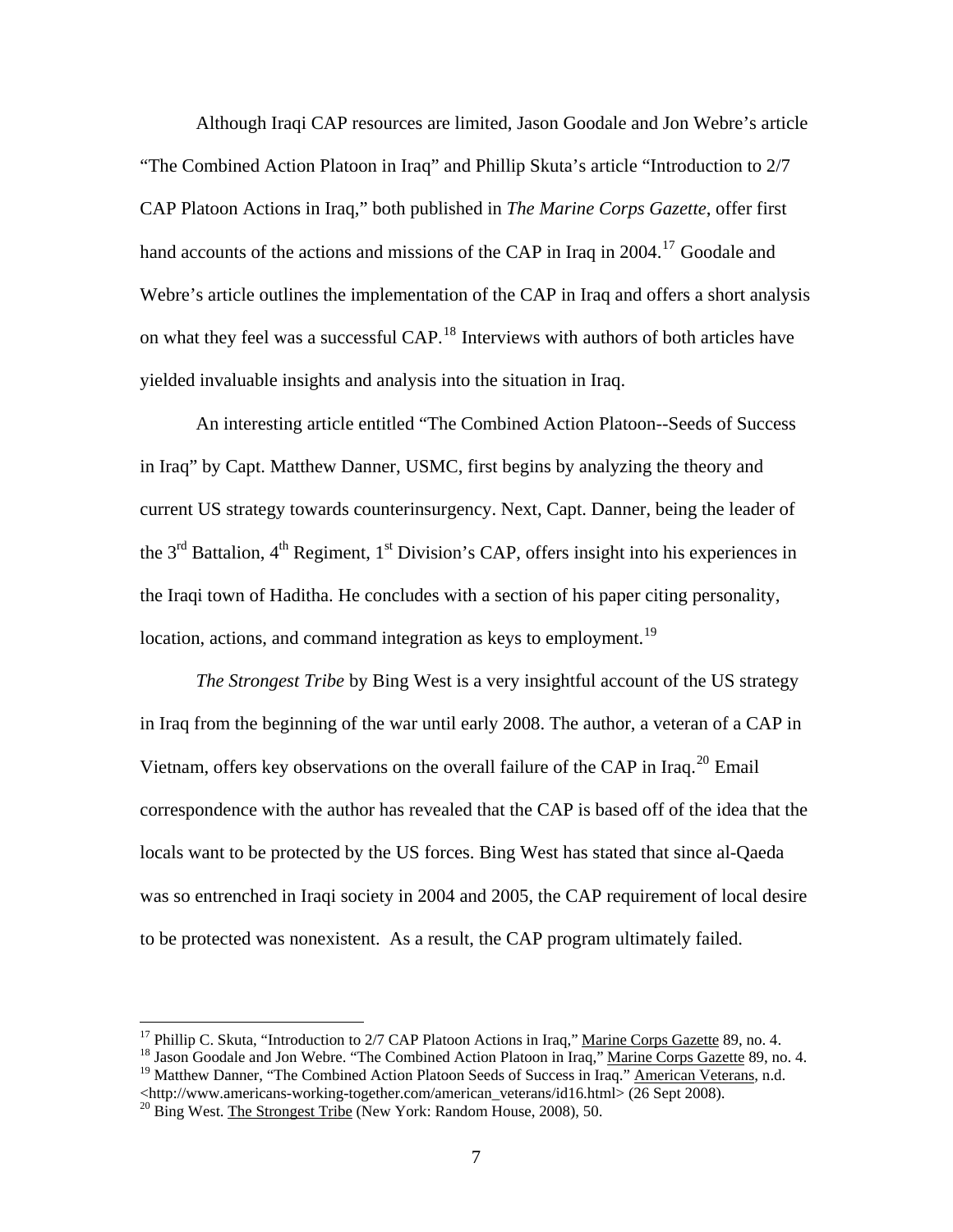Although Iraqi CAP resources are limited, Jason Goodale and Jon Webre's article "The Combined Action Platoon in Iraq" and Phillip Skuta's article "Introduction to 2/7 CAP Platoon Actions in Iraq," both published in *The Marine Corps Gazette*, offer first hand accounts of the actions and missions of the CAP in Iraq in 2004.[17] Goodale and Webre's article outlines the implementation of the CAP in Iraq and offers a short analysis on what they feel was a successful CAP.[18] Interviews with authors of both articles have yielded invaluable insights and analysis into the situation in Iraq.

An interesting article entitled "The Combined Action Platoon--Seeds of Success in Iraq" by Capt. Matthew Danner, USMC, first begins by analyzing the theory and current US strategy towards counterinsurgency. Next, Capt. Danner, being the leader of the 3rd Battalion, 4th Regiment, 1st Division's CAP, offers insight into his experiences in the Iraqi town of Haditha. He concludes with a section of his paper citing personality, location, actions, and command integration as keys to employment.[19]

*The Strongest Tribe* by Bing West is a very insightful account of the US strategy in Iraq from the beginning of the war until early 2008. The author, a veteran of a CAP in Vietnam, offers key observations on the overall failure of the CAP in Iraq.[20] Email correspondence with the author has revealed that the CAP is based off of the idea that the locals want to be protected by the US forces. Bing West has stated that since al-Qaeda was so entrenched in Iraqi society in 2004 and 2005, the CAP requirement of local desire to be protected was nonexistent. As a result, the CAP program ultimately failed.

---

[17] Phillip C. Skuta, "Introduction to 2/7 CAP Platoon Actions in Iraq," Marine Corps Gazette 89, no. 4.

[18] Jason Goodale and Jon Webre. "The Combined Action Platoon in Iraq," Marine Corps Gazette 89, no. 4.

[19] Matthew Danner, "The Combined Action Platoon Seeds of Success in Iraq." American Veterans, n.d. <http://www.americans-working-together.com/american_veterans/id16.html> (26 Sept 2008).

[20] Bing West. The Strongest Tribe (New York: Random House, 2008), 50.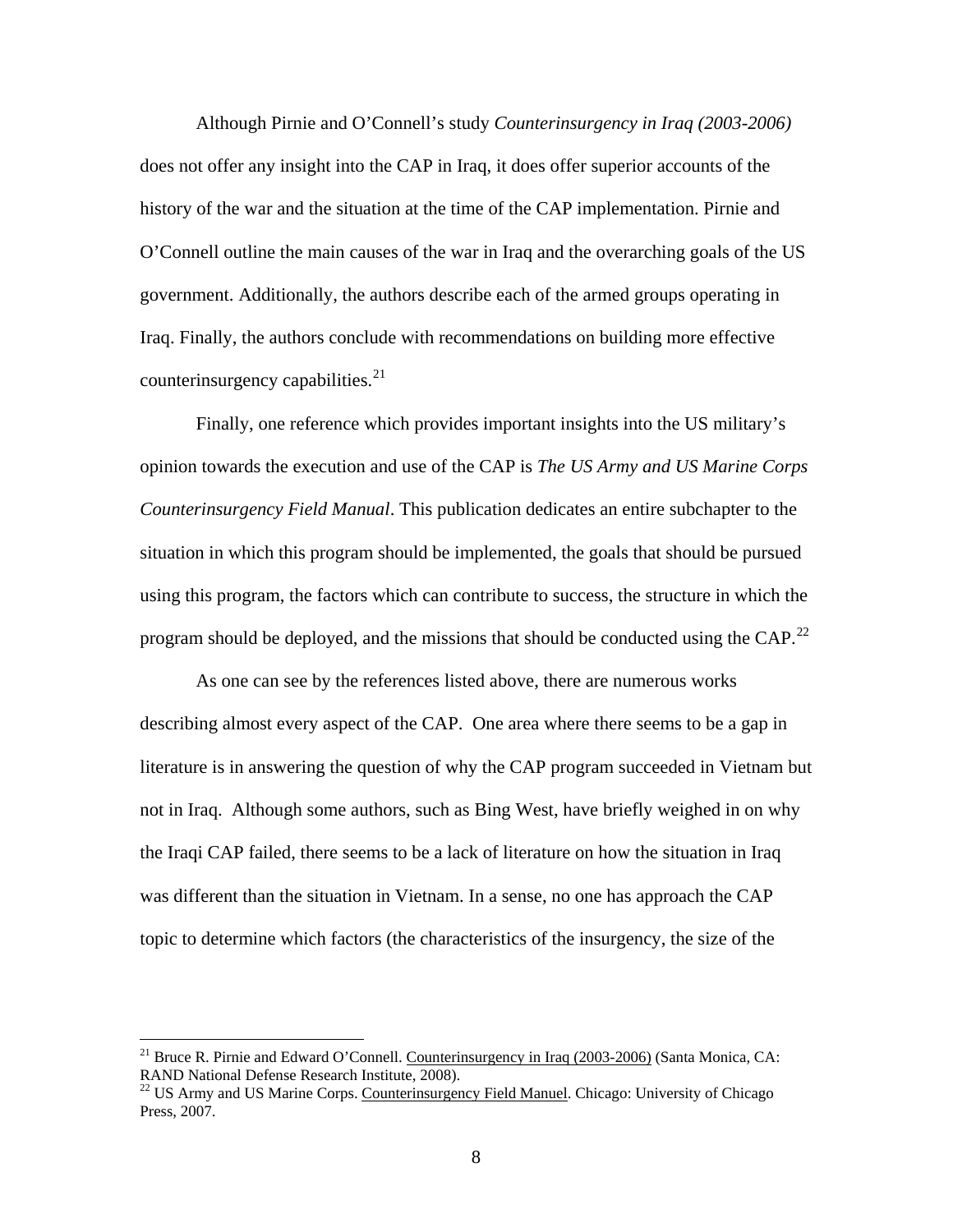Although Pirnie and O'Connell's study *Counterinsurgency in Iraq (2003-2006)* does not offer any insight into the CAP in Iraq, it does offer superior accounts of the history of the war and the situation at the time of the CAP implementation. Pirnie and O'Connell outline the main causes of the war in Iraq and the overarching goals of the US government. Additionally, the authors describe each of the armed groups operating in Iraq. Finally, the authors conclude with recommendations on building more effective counterinsurgency capabilities.[21]

Finally, one reference which provides important insights into the US military's opinion towards the execution and use of the CAP is *The US Army and US Marine Corps Counterinsurgency Field Manual*. This publication dedicates an entire subchapter to the situation in which this program should be implemented, the goals that should be pursued using this program, the factors which can contribute to success, the structure in which the program should be deployed, and the missions that should be conducted using the CAP.[22]

As one can see by the references listed above, there are numerous works describing almost every aspect of the CAP. One area where there seems to be a gap in literature is in answering the question of why the CAP program succeeded in Vietnam but not in Iraq. Although some authors, such as Bing West, have briefly weighed in on why the Iraqi CAP failed, there seems to be a lack of literature on how the situation in Iraq was different than the situation in Vietnam. In a sense, no one has approach the CAP topic to determine which factors (the characteristics of the insurgency, the size of the

---

[21] Bruce R. Pirnie and Edward O'Connell. Counterinsurgency in Iraq (2003-2006) (Santa Monica, CA: RAND National Defense Research Institute, 2008).

[22] US Army and US Marine Corps. Counterinsurgency Field Manuel. Chicago: University of Chicago Press, 2007.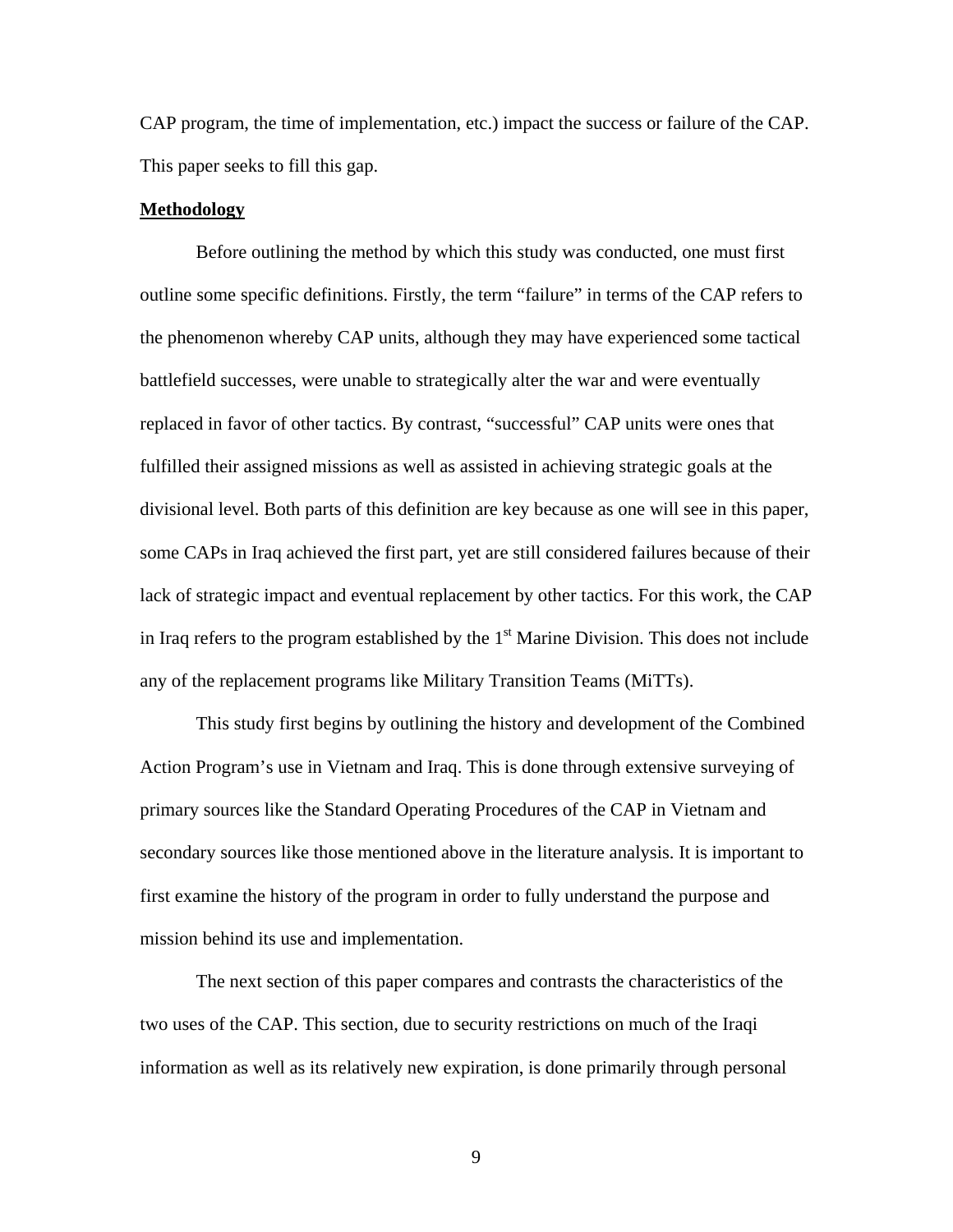CAP program, the time of implementation, etc.) impact the success or failure of the CAP. This paper seeks to fill this gap.

**Methodology**

Before outlining the method by which this study was conducted, one must first outline some specific definitions. Firstly, the term "failure" in terms of the CAP refers to the phenomenon whereby CAP units, although they may have experienced some tactical battlefield successes, were unable to strategically alter the war and were eventually replaced in favor of other tactics. By contrast, "successful" CAP units were ones that fulfilled their assigned missions as well as assisted in achieving strategic goals at the divisional level. Both parts of this definition are key because as one will see in this paper, some CAPs in Iraq achieved the first part, yet are still considered failures because of their lack of strategic impact and eventual replacement by other tactics. For this work, the CAP in Iraq refers to the program established by the 1st Marine Division. This does not include any of the replacement programs like Military Transition Teams (MiTTs).

This study first begins by outlining the history and development of the Combined Action Program's use in Vietnam and Iraq. This is done through extensive surveying of primary sources like the Standard Operating Procedures of the CAP in Vietnam and secondary sources like those mentioned above in the literature analysis. It is important to first examine the history of the program in order to fully understand the purpose and mission behind its use and implementation.

The next section of this paper compares and contrasts the characteristics of the two uses of the CAP. This section, due to security restrictions on much of the Iraqi information as well as its relatively new expiration, is done primarily through personal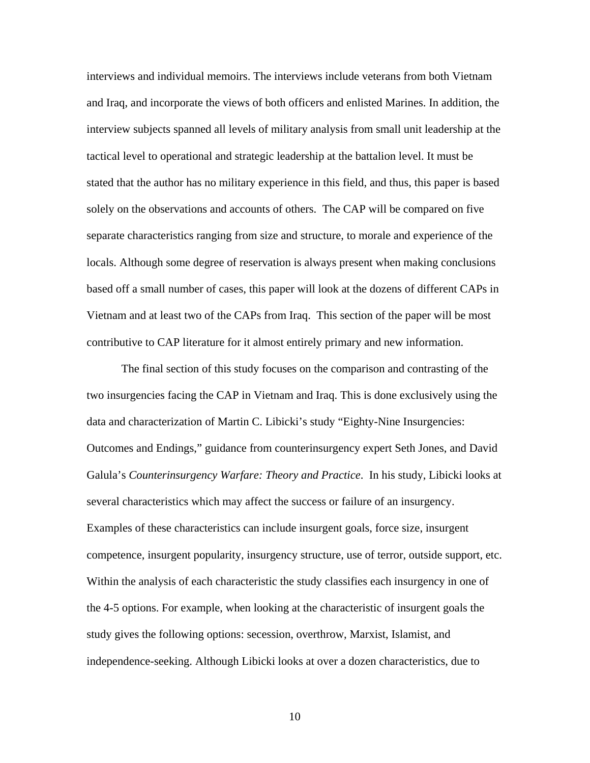interviews and individual memoirs. The interviews include veterans from both Vietnam and Iraq, and incorporate the views of both officers and enlisted Marines. In addition, the interview subjects spanned all levels of military analysis from small unit leadership at the tactical level to operational and strategic leadership at the battalion level. It must be stated that the author has no military experience in this field, and thus, this paper is based solely on the observations and accounts of others. The CAP will be compared on five separate characteristics ranging from size and structure, to morale and experience of the locals. Although some degree of reservation is always present when making conclusions based off a small number of cases, this paper will look at the dozens of different CAPs in Vietnam and at least two of the CAPs from Iraq. This section of the paper will be most contributive to CAP literature for it almost entirely primary and new information.

The final section of this study focuses on the comparison and contrasting of the two insurgencies facing the CAP in Vietnam and Iraq. This is done exclusively using the data and characterization of Martin C. Libicki's study "Eighty-Nine Insurgencies: Outcomes and Endings," guidance from counterinsurgency expert Seth Jones, and David Galula's *Counterinsurgency Warfare: Theory and Practice*. In his study, Libicki looks at several characteristics which may affect the success or failure of an insurgency. Examples of these characteristics can include insurgent goals, force size, insurgent competence, insurgent popularity, insurgency structure, use of terror, outside support, etc. Within the analysis of each characteristic the study classifies each insurgency in one of the 4-5 options. For example, when looking at the characteristic of insurgent goals the study gives the following options: secession, overthrow, Marxist, Islamist, and independence-seeking. Although Libicki looks at over a dozen characteristics, due to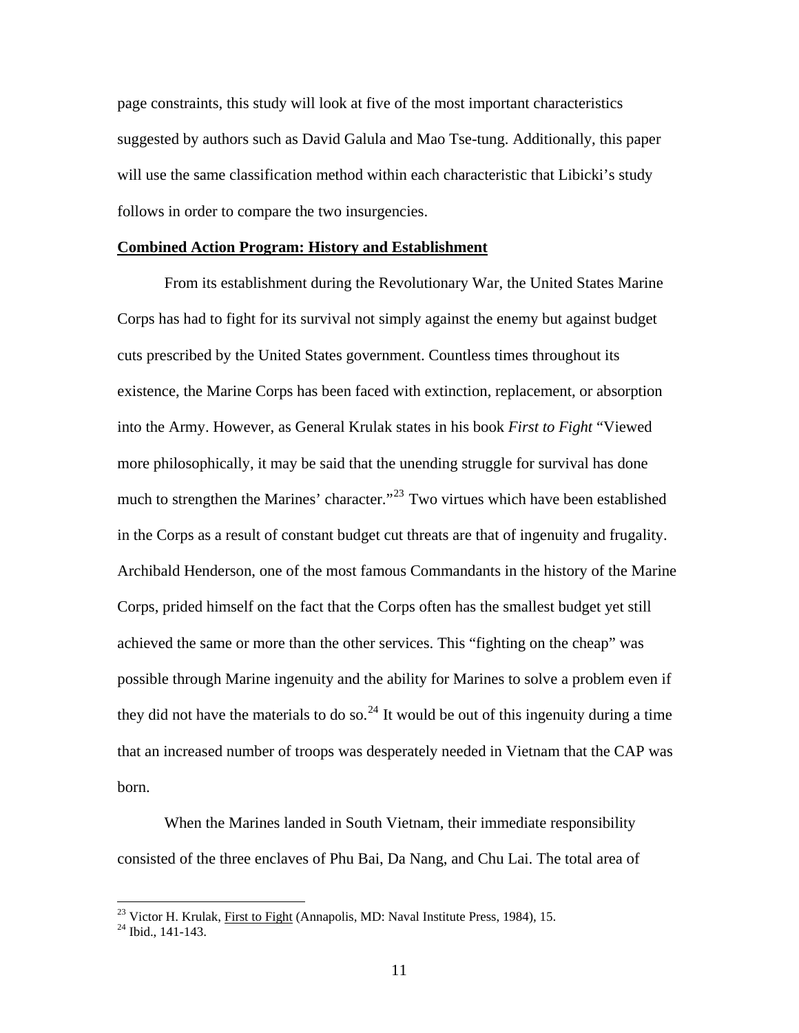page constraints, this study will look at five of the most important characteristics suggested by authors such as David Galula and Mao Tse-tung. Additionally, this paper will use the same classification method within each characteristic that Libicki's study follows in order to compare the two insurgencies.

## Combined Action Program: History and Establishment

From its establishment during the Revolutionary War, the United States Marine Corps has had to fight for its survival not simply against the enemy but against budget cuts prescribed by the United States government. Countless times throughout its existence, the Marine Corps has been faced with extinction, replacement, or absorption into the Army. However, as General Krulak states in his book *First to Fight* "Viewed more philosophically, it may be said that the unending struggle for survival has done much to strengthen the Marines' character."[23] Two virtues which have been established in the Corps as a result of constant budget cut threats are that of ingenuity and frugality. Archibald Henderson, one of the most famous Commandants in the history of the Marine Corps, prided himself on the fact that the Corps often has the smallest budget yet still achieved the same or more than the other services. This "fighting on the cheap" was possible through Marine ingenuity and the ability for Marines to solve a problem even if they did not have the materials to do so.[24] It would be out of this ingenuity during a time that an increased number of troops was desperately needed in Vietnam that the CAP was born.

When the Marines landed in South Vietnam, their immediate responsibility consisted of the three enclaves of Phu Bai, Da Nang, and Chu Lai. The total area of

---

[23] Victor H. Krulak, First to Fight (Annapolis, MD: Naval Institute Press, 1984), 15.

[24] Ibid., 141-143.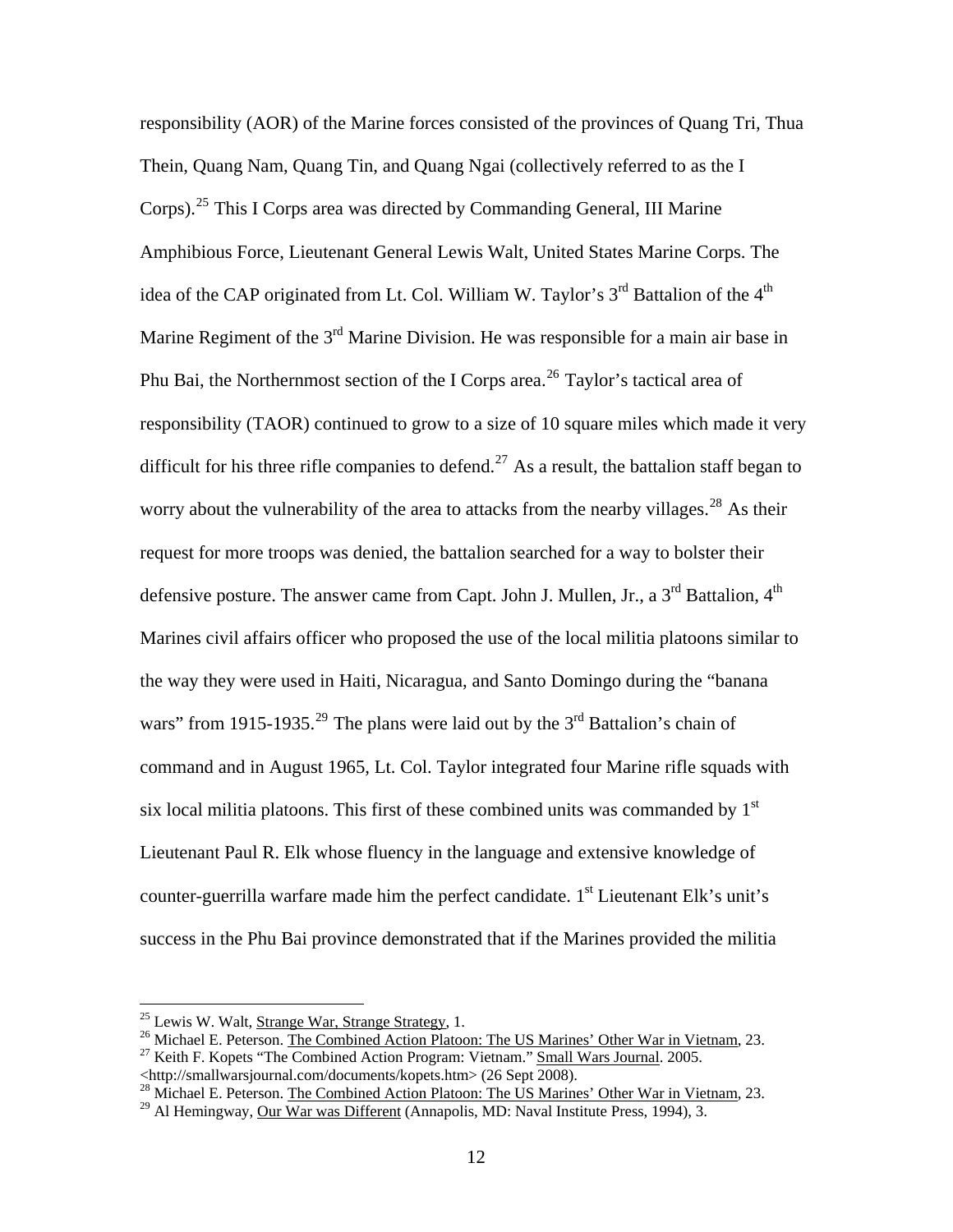responsibility (AOR) of the Marine forces consisted of the provinces of Quang Tri, Thua Thein, Quang Nam, Quang Tin, and Quang Ngai (collectively referred to as the I Corps).[25] This I Corps area was directed by Commanding General, III Marine Amphibious Force, Lieutenant General Lewis Walt, United States Marine Corps. The idea of the CAP originated from Lt. Col. William W. Taylor's 3rd Battalion of the 4th Marine Regiment of the 3rd Marine Division. He was responsible for a main air base in Phu Bai, the Northernmost section of the I Corps area.[26] Taylor's tactical area of responsibility (TAOR) continued to grow to a size of 10 square miles which made it very difficult for his three rifle companies to defend.[27] As a result, the battalion staff began to worry about the vulnerability of the area to attacks from the nearby villages.[28] As their request for more troops was denied, the battalion searched for a way to bolster their defensive posture. The answer came from Capt. John J. Mullen, Jr., a 3rd Battalion, 4th Marines civil affairs officer who proposed the use of the local militia platoons similar to the way they were used in Haiti, Nicaragua, and Santo Domingo during the "banana wars" from 1915-1935.[29] The plans were laid out by the 3rd Battalion's chain of command and in August 1965, Lt. Col. Taylor integrated four Marine rifle squads with six local militia platoons. This first of these combined units was commanded by 1st Lieutenant Paul R. Elk whose fluency in the language and extensive knowledge of counter-guerrilla warfare made him the perfect candidate. 1st Lieutenant Elk's unit's success in the Phu Bai province demonstrated that if the Marines provided the militia

---

[25] Lewis W. Walt, Strange War, Strange Strategy, 1.

[26] Michael E. Peterson. The Combined Action Platoon: The US Marines' Other War in Vietnam, 23.

[27] Keith F. Kopets "The Combined Action Program: Vietnam." Small Wars Journal. 2005. <http://smallwarsjournal.com/documents/kopets.htm> (26 Sept 2008).

[28] Michael E. Peterson. The Combined Action Platoon: The US Marines' Other War in Vietnam, 23.

[29] Al Hemingway, Our War was Different (Annapolis, MD: Naval Institute Press, 1994), 3.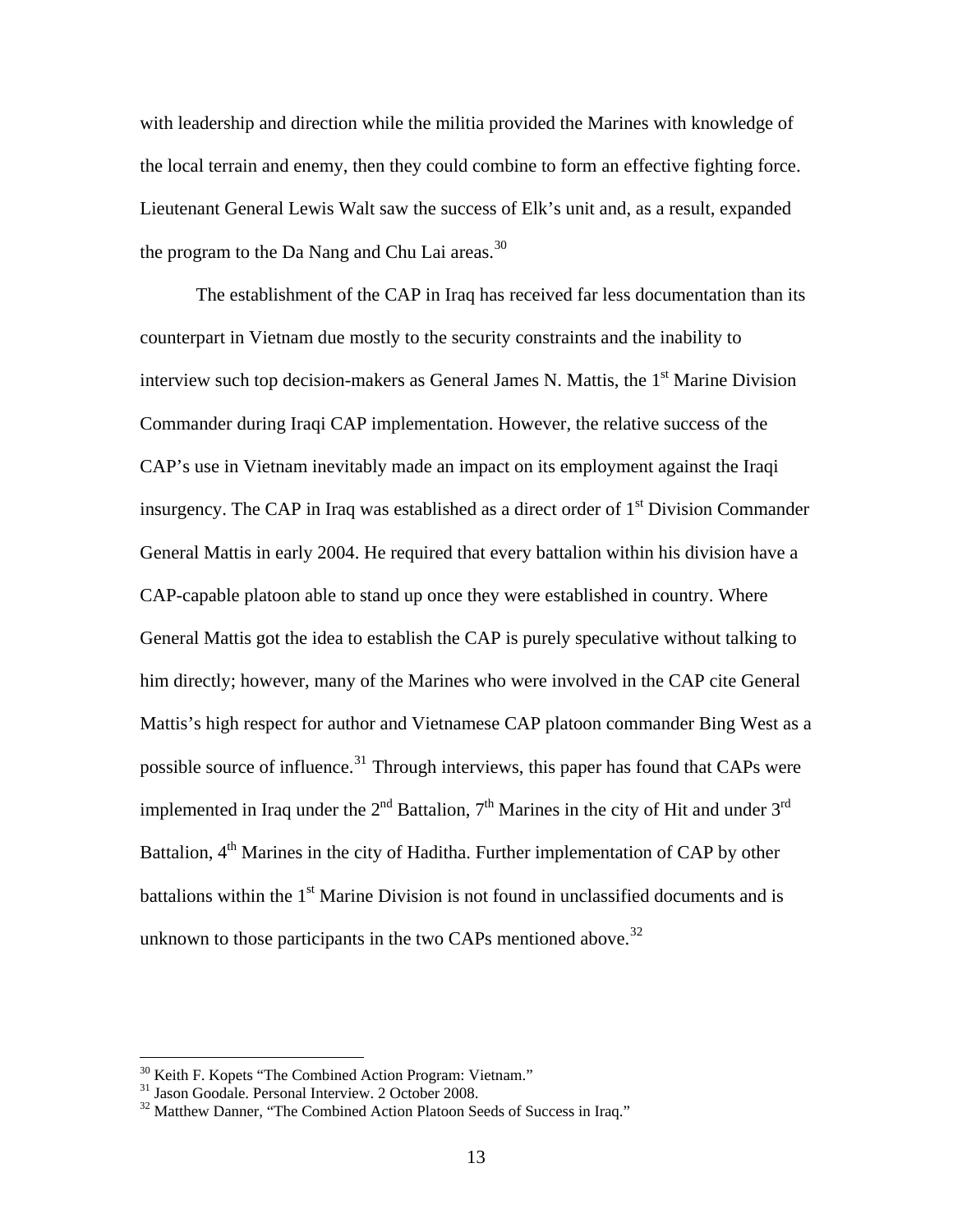with leadership and direction while the militia provided the Marines with knowledge of the local terrain and enemy, then they could combine to form an effective fighting force. Lieutenant General Lewis Walt saw the success of Elk's unit and, as a result, expanded the program to the Da Nang and Chu Lai areas.[30]

The establishment of the CAP in Iraq has received far less documentation than its counterpart in Vietnam due mostly to the security constraints and the inability to interview such top decision-makers as General James N. Mattis, the 1st Marine Division Commander during Iraqi CAP implementation. However, the relative success of the CAP's use in Vietnam inevitably made an impact on its employment against the Iraqi insurgency. The CAP in Iraq was established as a direct order of 1st Division Commander General Mattis in early 2004. He required that every battalion within his division have a CAP-capable platoon able to stand up once they were established in country. Where General Mattis got the idea to establish the CAP is purely speculative without talking to him directly; however, many of the Marines who were involved in the CAP cite General Mattis's high respect for author and Vietnamese CAP platoon commander Bing West as a possible source of influence.[31] Through interviews, this paper has found that CAPs were implemented in Iraq under the 2nd Battalion, 7th Marines in the city of Hit and under 3rd Battalion, 4th Marines in the city of Haditha. Further implementation of CAP by other battalions within the 1st Marine Division is not found in unclassified documents and is unknown to those participants in the two CAPs mentioned above.[32]

---

[30] Keith F. Kopets "The Combined Action Program: Vietnam."
[31] Jason Goodale. Personal Interview. 2 October 2008.
[32] Matthew Danner, "The Combined Action Platoon Seeds of Success in Iraq."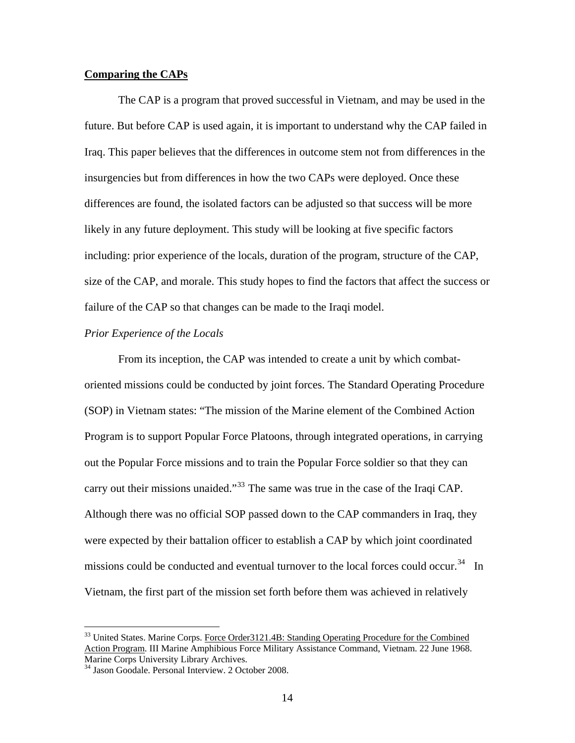**Comparing the CAPs**

The CAP is a program that proved successful in Vietnam, and may be used in the future. But before CAP is used again, it is important to understand why the CAP failed in Iraq. This paper believes that the differences in outcome stem not from differences in the insurgencies but from differences in how the two CAPs were deployed. Once these differences are found, the isolated factors can be adjusted so that success will be more likely in any future deployment. This study will be looking at five specific factors including: prior experience of the locals, duration of the program, structure of the CAP, size of the CAP, and morale. This study hopes to find the factors that affect the success or failure of the CAP so that changes can be made to the Iraqi model.

*Prior Experience of the Locals*

From its inception, the CAP was intended to create a unit by which combat-oriented missions could be conducted by joint forces. The Standard Operating Procedure (SOP) in Vietnam states: "The mission of the Marine element of the Combined Action Program is to support Popular Force Platoons, through integrated operations, in carrying out the Popular Force missions and to train the Popular Force soldier so that they can carry out their missions unaided."[33] The same was true in the case of the Iraqi CAP. Although there was no official SOP passed down to the CAP commanders in Iraq, they were expected by their battalion officer to establish a CAP by which joint coordinated missions could be conducted and eventual turnover to the local forces could occur.[34] In Vietnam, the first part of the mission set forth before them was achieved in relatively

---

[33] United States. Marine Corps. Force Order3121.4B: Standing Operating Procedure for the Combined Action Program. III Marine Amphibious Force Military Assistance Command, Vietnam. 22 June 1968. Marine Corps University Library Archives.

[34] Jason Goodale. Personal Interview. 2 October 2008.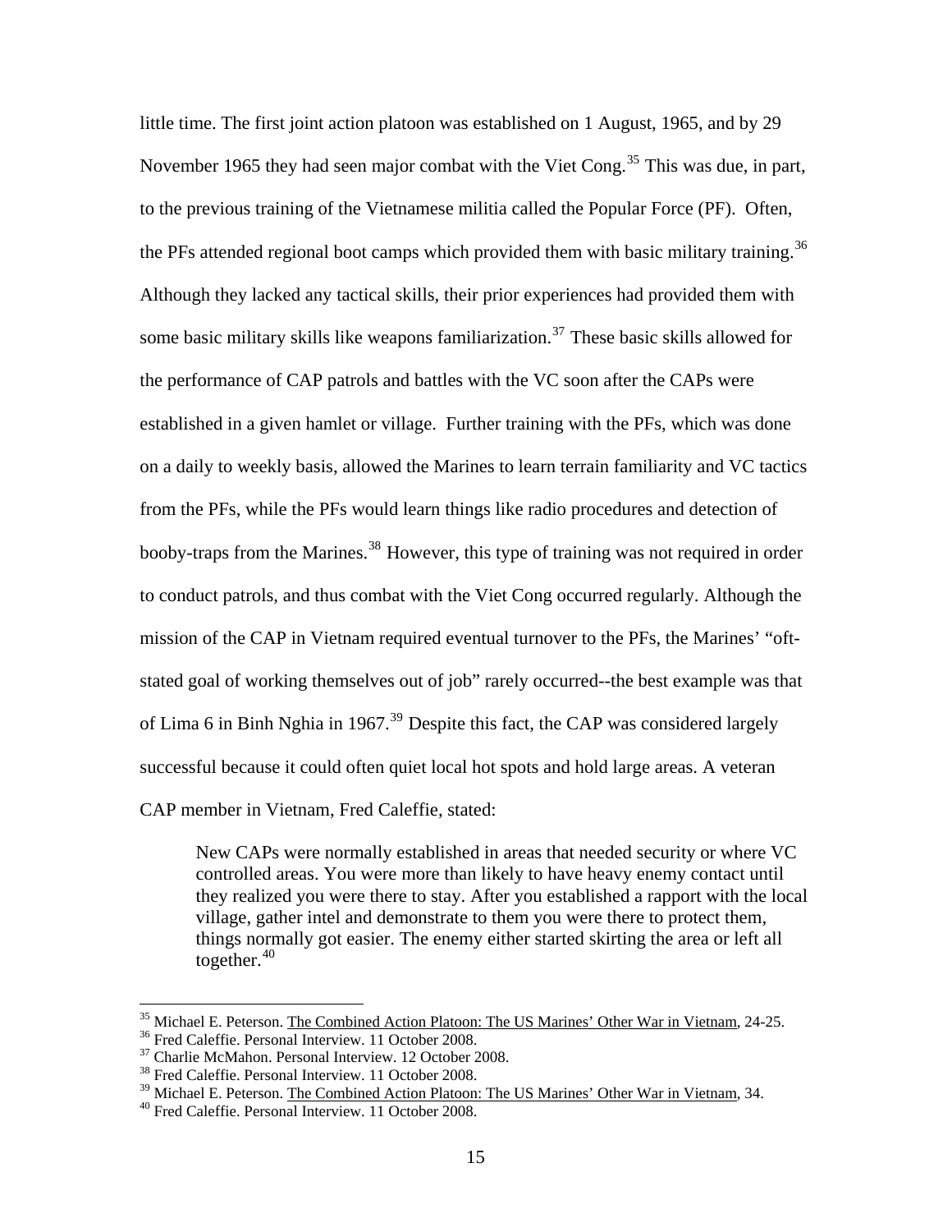little time. The first joint action platoon was established on 1 August, 1965, and by 29 November 1965 they had seen major combat with the Viet Cong.[35] This was due, in part, to the previous training of the Vietnamese militia called the Popular Force (PF). Often, the PFs attended regional boot camps which provided them with basic military training.[36] Although they lacked any tactical skills, their prior experiences had provided them with some basic military skills like weapons familiarization.[37] These basic skills allowed for the performance of CAP patrols and battles with the VC soon after the CAPs were established in a given hamlet or village. Further training with the PFs, which was done on a daily to weekly basis, allowed the Marines to learn terrain familiarity and VC tactics from the PFs, while the PFs would learn things like radio procedures and detection of booby-traps from the Marines.[38] However, this type of training was not required in order to conduct patrols, and thus combat with the Viet Cong occurred regularly. Although the mission of the CAP in Vietnam required eventual turnover to the PFs, the Marines' "oft-stated goal of working themselves out of job" rarely occurred--the best example was that of Lima 6 in Binh Nghia in 1967.[39] Despite this fact, the CAP was considered largely successful because it could often quiet local hot spots and hold large areas. A veteran CAP member in Vietnam, Fred Caleffie, stated:

> New CAPs were normally established in areas that needed security or where VC controlled areas. You were more than likely to have heavy enemy contact until they realized you were there to stay. After you established a rapport with the local village, gather intel and demonstrate to them you were there to protect them, things normally got easier. The enemy either started skirting the area or left all together.[40]

---

[35] Michael E. Peterson. The Combined Action Platoon: The US Marines' Other War in Vietnam, 24-25.
[36] Fred Caleffie. Personal Interview. 11 October 2008.
[37] Charlie McMahon. Personal Interview. 12 October 2008.
[38] Fred Caleffie. Personal Interview. 11 October 2008.
[39] Michael E. Peterson. The Combined Action Platoon: The US Marines' Other War in Vietnam, 34.
[40] Fred Caleffie. Personal Interview. 11 October 2008.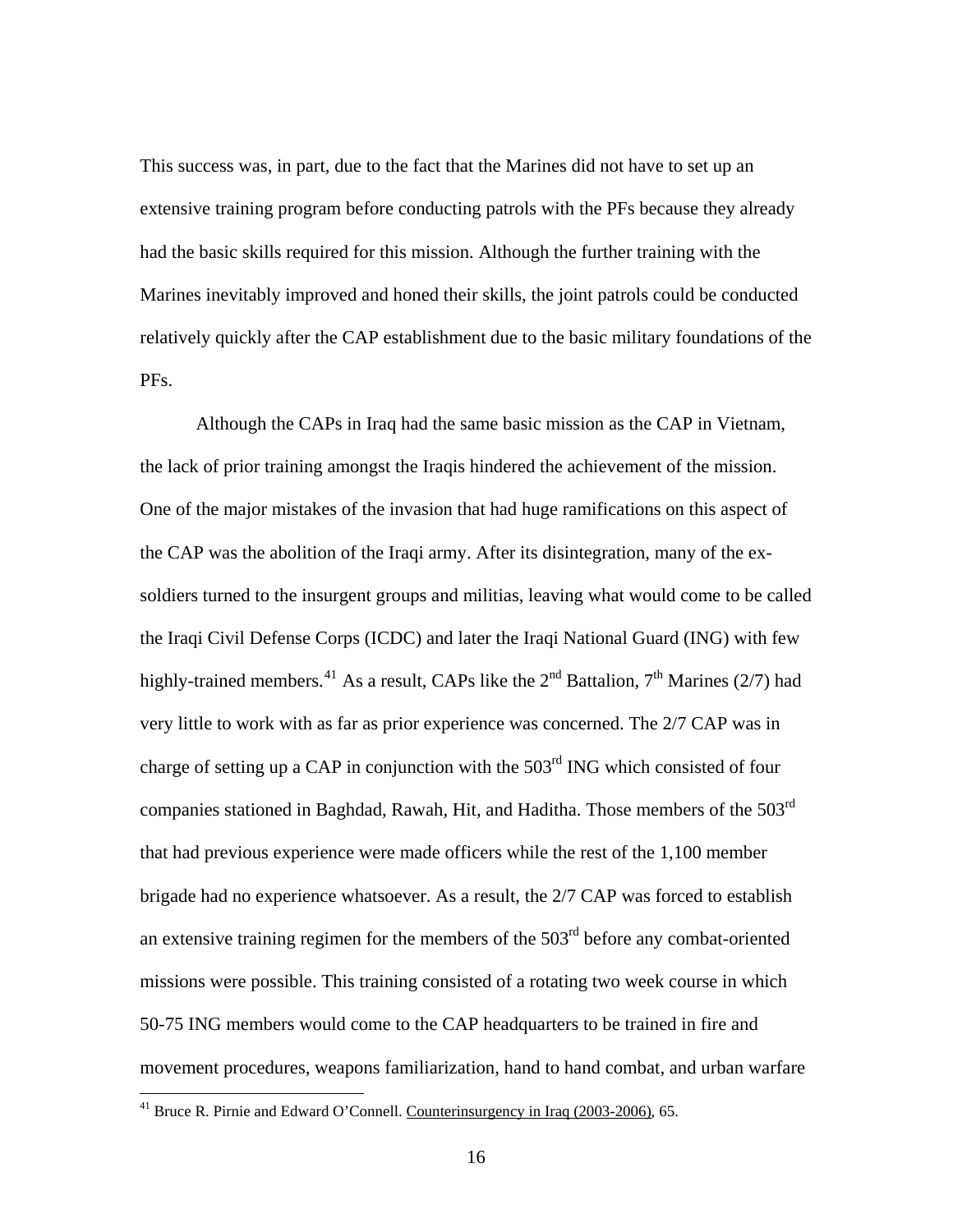This success was, in part, due to the fact that the Marines did not have to set up an extensive training program before conducting patrols with the PFs because they already had the basic skills required for this mission. Although the further training with the Marines inevitably improved and honed their skills, the joint patrols could be conducted relatively quickly after the CAP establishment due to the basic military foundations of the PFs.

Although the CAPs in Iraq had the same basic mission as the CAP in Vietnam, the lack of prior training amongst the Iraqis hindered the achievement of the mission. One of the major mistakes of the invasion that had huge ramifications on this aspect of the CAP was the abolition of the Iraqi army. After its disintegration, many of the ex-soldiers turned to the insurgent groups and militias, leaving what would come to be called the Iraqi Civil Defense Corps (ICDC) and later the Iraqi National Guard (ING) with few highly-trained members.[41] As a result, CAPs like the 2nd Battalion, 7th Marines (2/7) had very little to work with as far as prior experience was concerned. The 2/7 CAP was in charge of setting up a CAP in conjunction with the 503rd ING which consisted of four companies stationed in Baghdad, Rawah, Hit, and Haditha. Those members of the 503rd that had previous experience were made officers while the rest of the 1,100 member brigade had no experience whatsoever. As a result, the 2/7 CAP was forced to establish an extensive training regimen for the members of the 503rd before any combat-oriented missions were possible. This training consisted of a rotating two week course in which 50-75 ING members would come to the CAP headquarters to be trained in fire and movement procedures, weapons familiarization, hand to hand combat, and urban warfare

[41] Bruce R. Pirnie and Edward O'Connell. Counterinsurgency in Iraq (2003-2006), 65.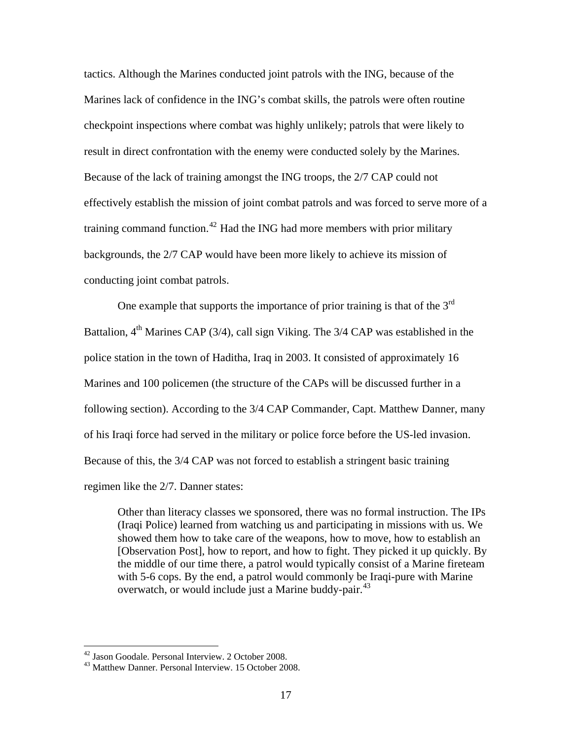tactics. Although the Marines conducted joint patrols with the ING, because of the Marines lack of confidence in the ING's combat skills, the patrols were often routine checkpoint inspections where combat was highly unlikely; patrols that were likely to result in direct confrontation with the enemy were conducted solely by the Marines. Because of the lack of training amongst the ING troops, the 2/7 CAP could not effectively establish the mission of joint combat patrols and was forced to serve more of a training command function.[42] Had the ING had more members with prior military backgrounds, the 2/7 CAP would have been more likely to achieve its mission of conducting joint combat patrols.

One example that supports the importance of prior training is that of the 3rd Battalion, 4th Marines CAP (3/4), call sign Viking. The 3/4 CAP was established in the police station in the town of Haditha, Iraq in 2003. It consisted of approximately 16 Marines and 100 policemen (the structure of the CAPs will be discussed further in a following section). According to the 3/4 CAP Commander, Capt. Matthew Danner, many of his Iraqi force had served in the military or police force before the US-led invasion. Because of this, the 3/4 CAP was not forced to establish a stringent basic training regimen like the 2/7. Danner states:

> Other than literacy classes we sponsored, there was no formal instruction. The IPs (Iraqi Police) learned from watching us and participating in missions with us. We showed them how to take care of the weapons, how to move, how to establish an [Observation Post], how to report, and how to fight. They picked it up quickly. By the middle of our time there, a patrol would typically consist of a Marine fireteam with 5-6 cops. By the end, a patrol would commonly be Iraqi-pure with Marine overwatch, or would include just a Marine buddy-pair.[43]

---

[42] Jason Goodale. Personal Interview. 2 October 2008.

[43] Matthew Danner. Personal Interview. 15 October 2008.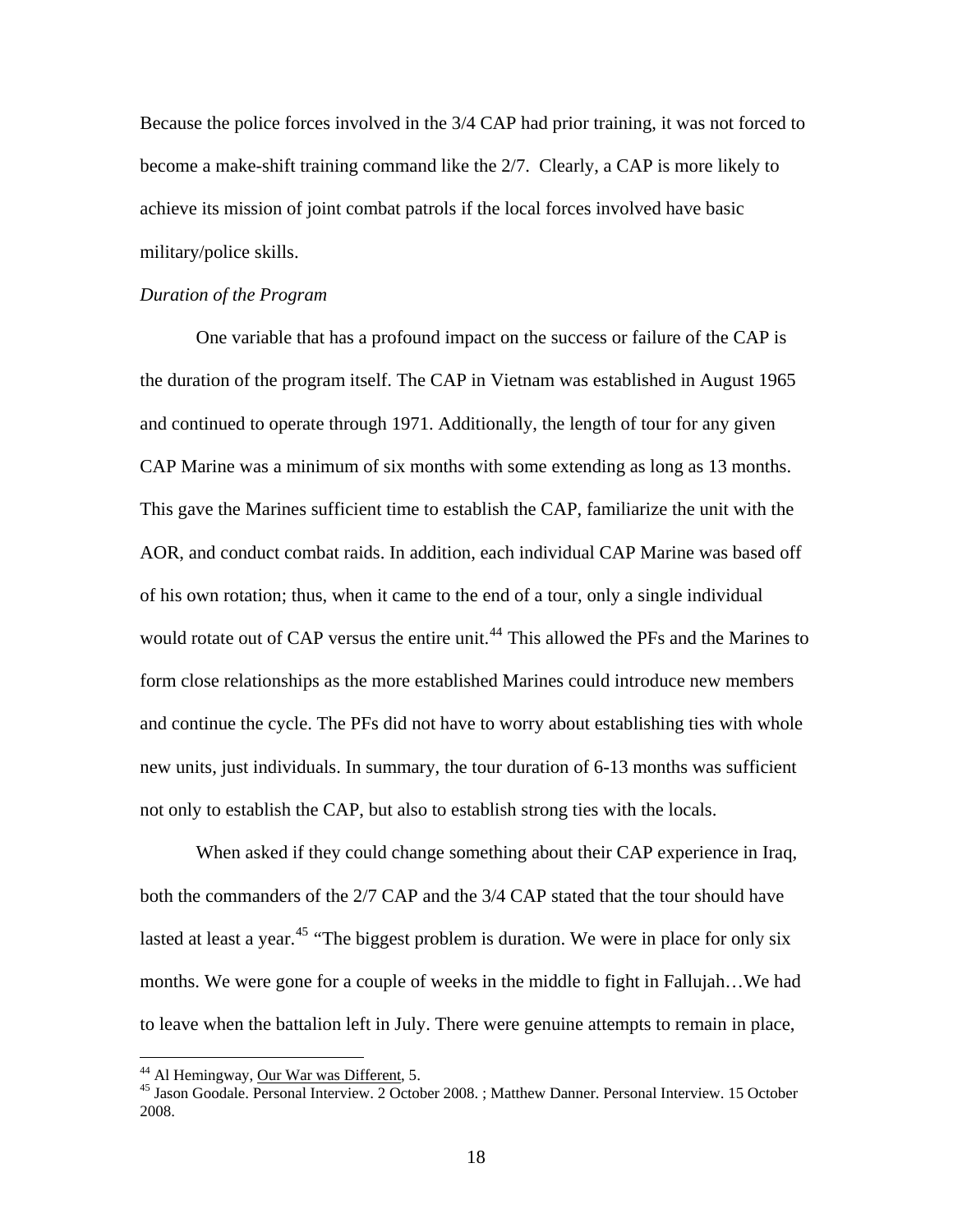Because the police forces involved in the 3/4 CAP had prior training, it was not forced to become a make-shift training command like the 2/7. Clearly, a CAP is more likely to achieve its mission of joint combat patrols if the local forces involved have basic military/police skills.

*Duration of the Program*

One variable that has a profound impact on the success or failure of the CAP is the duration of the program itself. The CAP in Vietnam was established in August 1965 and continued to operate through 1971. Additionally, the length of tour for any given CAP Marine was a minimum of six months with some extending as long as 13 months. This gave the Marines sufficient time to establish the CAP, familiarize the unit with the AOR, and conduct combat raids. In addition, each individual CAP Marine was based off of his own rotation; thus, when it came to the end of a tour, only a single individual would rotate out of CAP versus the entire unit.[44] This allowed the PFs and the Marines to form close relationships as the more established Marines could introduce new members and continue the cycle. The PFs did not have to worry about establishing ties with whole new units, just individuals. In summary, the tour duration of 6-13 months was sufficient not only to establish the CAP, but also to establish strong ties with the locals.

When asked if they could change something about their CAP experience in Iraq, both the commanders of the 2/7 CAP and the 3/4 CAP stated that the tour should have lasted at least a year.[45] "The biggest problem is duration. We were in place for only six months. We were gone for a couple of weeks in the middle to fight in Fallujah…We had to leave when the battalion left in July. There were genuine attempts to remain in place,

[44] Al Hemingway, Our War was Different, 5.

[45] Jason Goodale. Personal Interview. 2 October 2008. ; Matthew Danner. Personal Interview. 15 October 2008.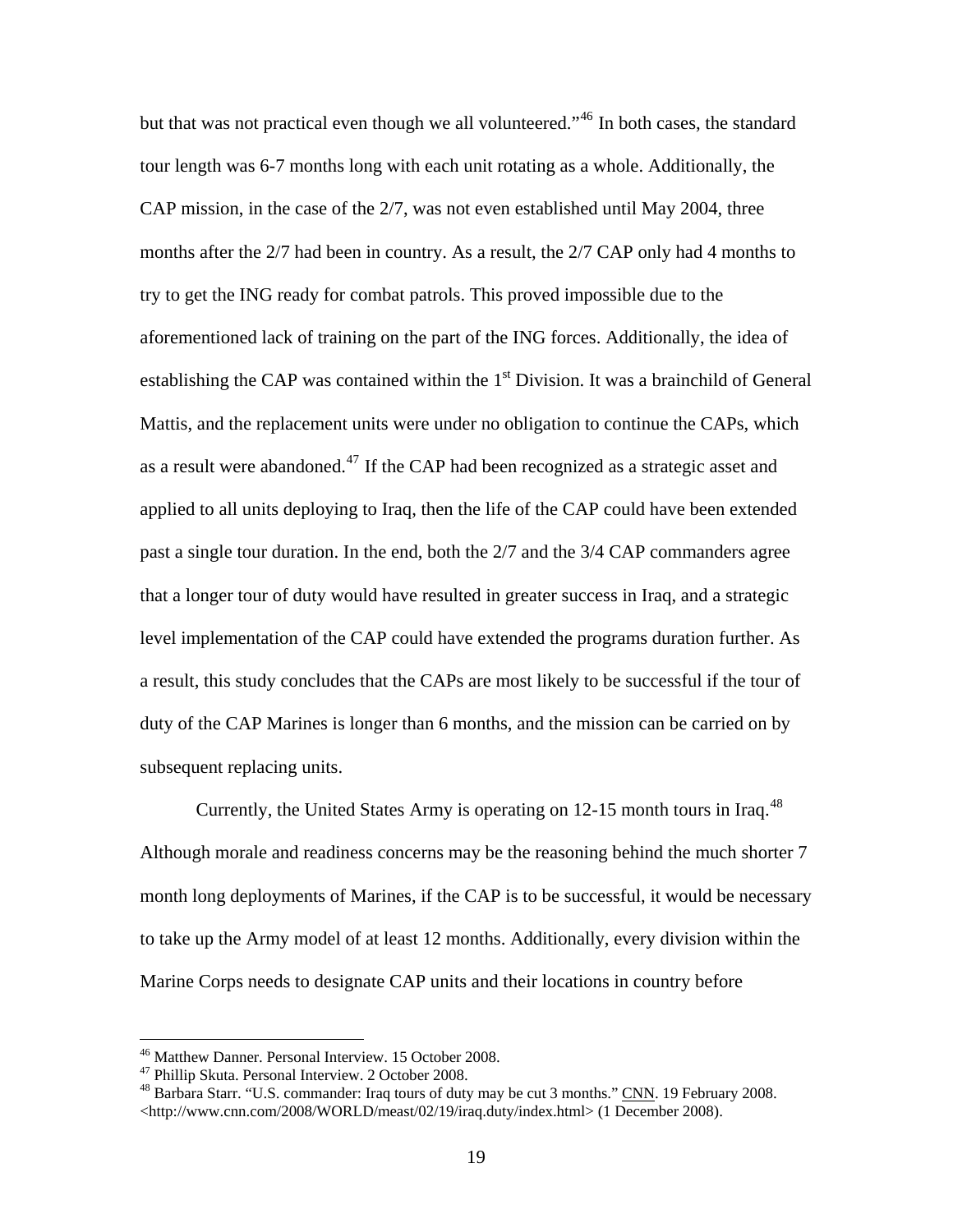but that was not practical even though we all volunteered."[46] In both cases, the standard tour length was 6-7 months long with each unit rotating as a whole. Additionally, the CAP mission, in the case of the 2/7, was not even established until May 2004, three months after the 2/7 had been in country. As a result, the 2/7 CAP only had 4 months to try to get the ING ready for combat patrols. This proved impossible due to the aforementioned lack of training on the part of the ING forces. Additionally, the idea of establishing the CAP was contained within the 1st Division. It was a brainchild of General Mattis, and the replacement units were under no obligation to continue the CAPs, which as a result were abandoned.[47] If the CAP had been recognized as a strategic asset and applied to all units deploying to Iraq, then the life of the CAP could have been extended past a single tour duration. In the end, both the 2/7 and the 3/4 CAP commanders agree that a longer tour of duty would have resulted in greater success in Iraq, and a strategic level implementation of the CAP could have extended the programs duration further. As a result, this study concludes that the CAPs are most likely to be successful if the tour of duty of the CAP Marines is longer than 6 months, and the mission can be carried on by subsequent replacing units.

Currently, the United States Army is operating on 12-15 month tours in Iraq.[48] Although morale and readiness concerns may be the reasoning behind the much shorter 7 month long deployments of Marines, if the CAP is to be successful, it would be necessary to take up the Army model of at least 12 months. Additionally, every division within the Marine Corps needs to designate CAP units and their locations in country before

---

[46] Matthew Danner. Personal Interview. 15 October 2008.

[47] Phillip Skuta. Personal Interview. 2 October 2008.

[48] Barbara Starr. "U.S. commander: Iraq tours of duty may be cut 3 months." CNN. 19 February 2008. <http://www.cnn.com/2008/WORLD/meast/02/19/iraq.duty/index.html> (1 December 2008).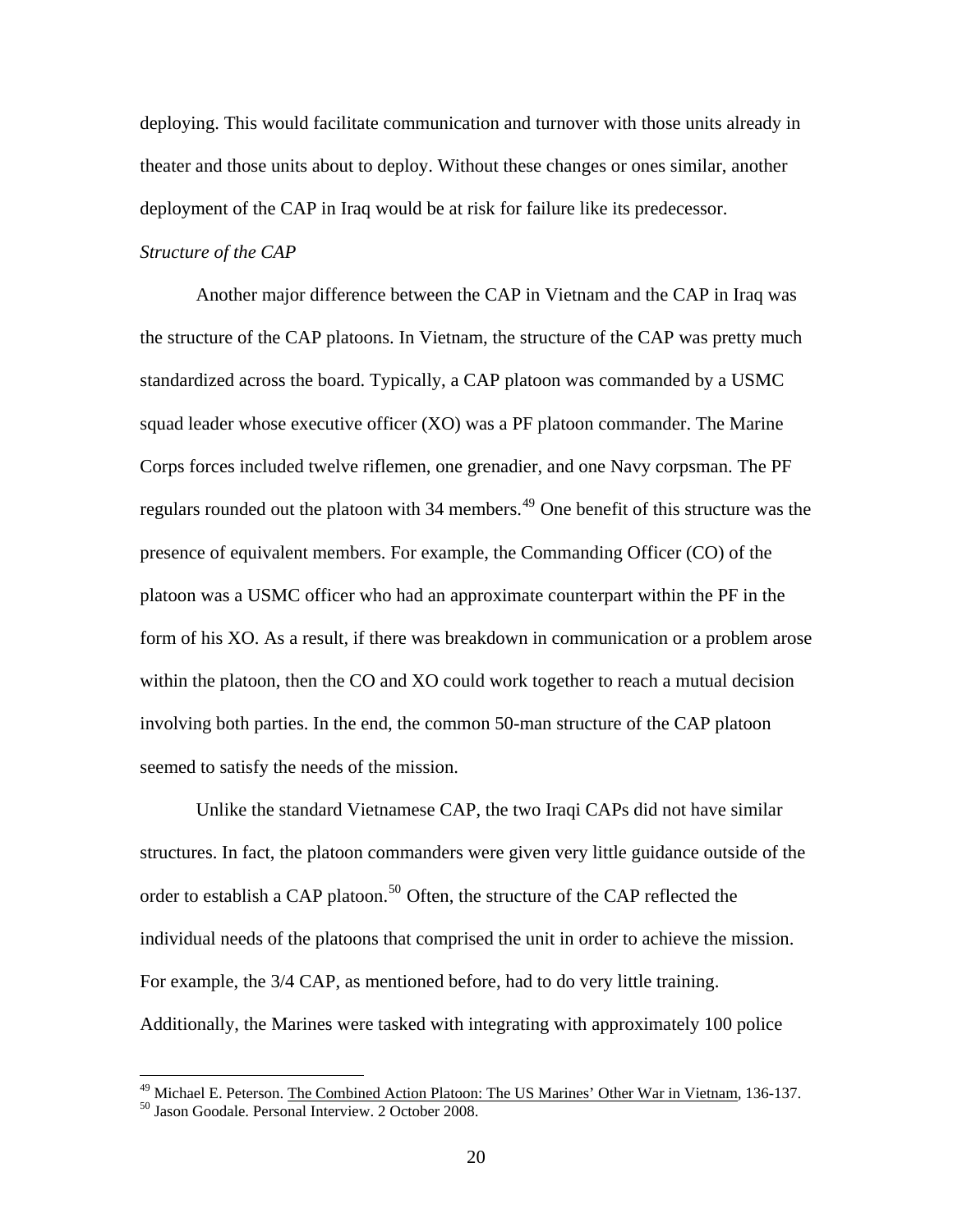deploying. This would facilitate communication and turnover with those units already in theater and those units about to deploy. Without these changes or ones similar, another deployment of the CAP in Iraq would be at risk for failure like its predecessor.

*Structure of the CAP*

Another major difference between the CAP in Vietnam and the CAP in Iraq was the structure of the CAP platoons. In Vietnam, the structure of the CAP was pretty much standardized across the board. Typically, a CAP platoon was commanded by a USMC squad leader whose executive officer (XO) was a PF platoon commander. The Marine Corps forces included twelve riflemen, one grenadier, and one Navy corpsman. The PF regulars rounded out the platoon with 34 members.[49] One benefit of this structure was the presence of equivalent members. For example, the Commanding Officer (CO) of the platoon was a USMC officer who had an approximate counterpart within the PF in the form of his XO. As a result, if there was breakdown in communication or a problem arose within the platoon, then the CO and XO could work together to reach a mutual decision involving both parties. In the end, the common 50-man structure of the CAP platoon seemed to satisfy the needs of the mission.

Unlike the standard Vietnamese CAP, the two Iraqi CAPs did not have similar structures. In fact, the platoon commanders were given very little guidance outside of the order to establish a CAP platoon.[50] Often, the structure of the CAP reflected the individual needs of the platoons that comprised the unit in order to achieve the mission. For example, the 3/4 CAP, as mentioned before, had to do very little training. Additionally, the Marines were tasked with integrating with approximately 100 police

[49] Michael E. Peterson. The Combined Action Platoon: The US Marines' Other War in Vietnam, 136-137.
[50] Jason Goodale. Personal Interview. 2 October 2008.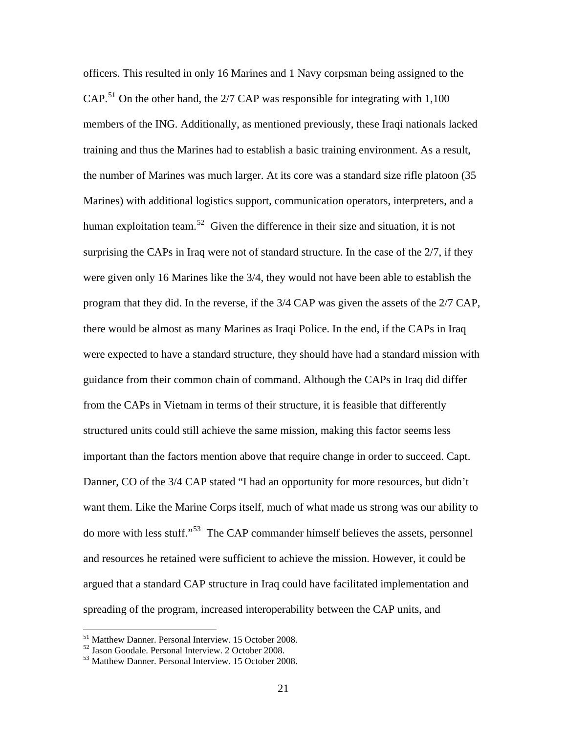officers. This resulted in only 16 Marines and 1 Navy corpsman being assigned to the CAP.[51] On the other hand, the 2/7 CAP was responsible for integrating with 1,100 members of the ING. Additionally, as mentioned previously, these Iraqi nationals lacked training and thus the Marines had to establish a basic training environment. As a result, the number of Marines was much larger. At its core was a standard size rifle platoon (35 Marines) with additional logistics support, communication operators, interpreters, and a human exploitation team.[52] Given the difference in their size and situation, it is not surprising the CAPs in Iraq were not of standard structure. In the case of the 2/7, if they were given only 16 Marines like the 3/4, they would not have been able to establish the program that they did. In the reverse, if the 3/4 CAP was given the assets of the 2/7 CAP, there would be almost as many Marines as Iraqi Police. In the end, if the CAPs in Iraq were expected to have a standard structure, they should have had a standard mission with guidance from their common chain of command. Although the CAPs in Iraq did differ from the CAPs in Vietnam in terms of their structure, it is feasible that differently structured units could still achieve the same mission, making this factor seems less important than the factors mention above that require change in order to succeed. Capt. Danner, CO of the 3/4 CAP stated "I had an opportunity for more resources, but didn't want them. Like the Marine Corps itself, much of what made us strong was our ability to do more with less stuff."[53] The CAP commander himself believes the assets, personnel and resources he retained were sufficient to achieve the mission. However, it could be argued that a standard CAP structure in Iraq could have facilitated implementation and spreading of the program, increased interoperability between the CAP units, and

[51] Matthew Danner. Personal Interview. 15 October 2008.
[52] Jason Goodale. Personal Interview. 2 October 2008.
[53] Matthew Danner. Personal Interview. 15 October 2008.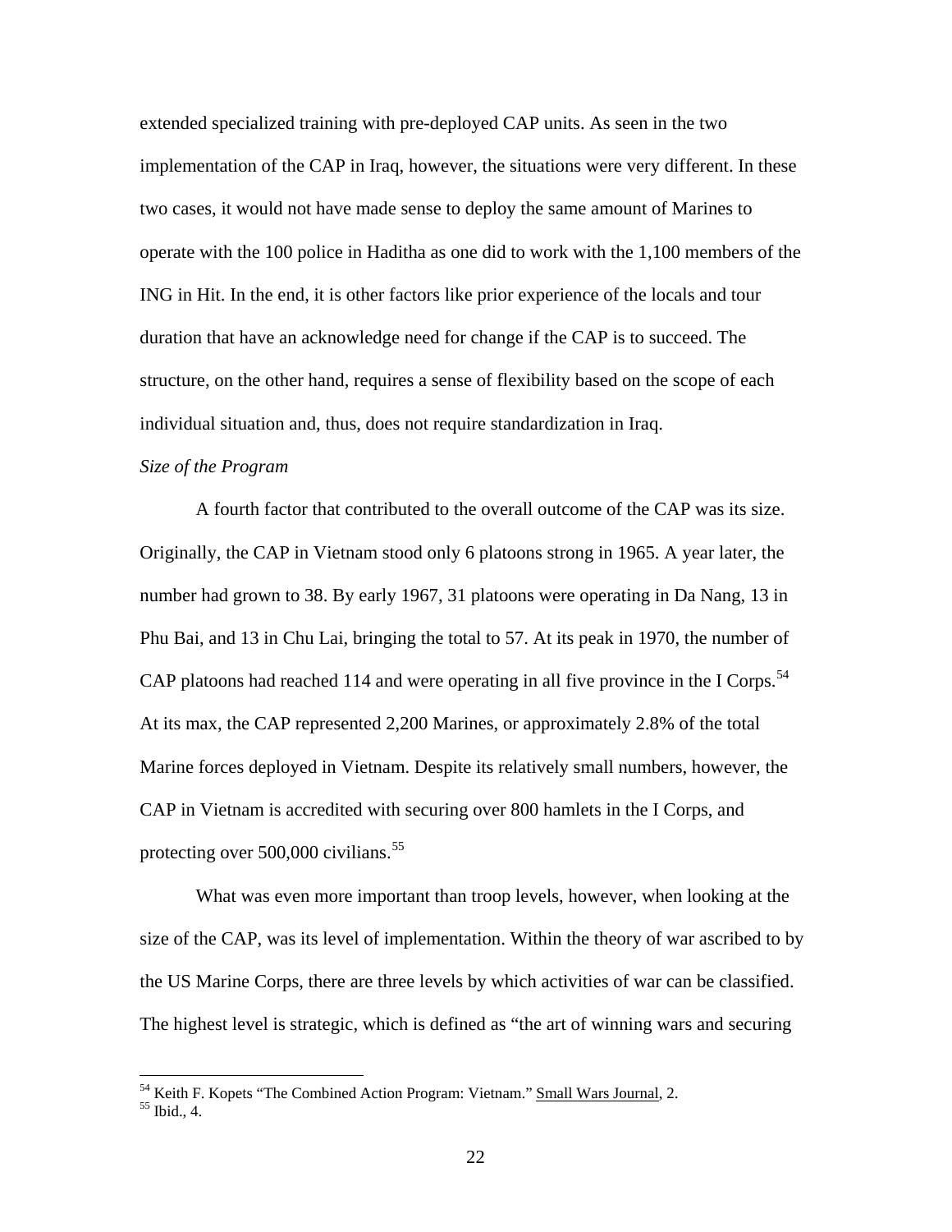extended specialized training with pre-deployed CAP units. As seen in the two implementation of the CAP in Iraq, however, the situations were very different. In these two cases, it would not have made sense to deploy the same amount of Marines to operate with the 100 police in Haditha as one did to work with the 1,100 members of the ING in Hit. In the end, it is other factors like prior experience of the locals and tour duration that have an acknowledge need for change if the CAP is to succeed. The structure, on the other hand, requires a sense of flexibility based on the scope of each individual situation and, thus, does not require standardization in Iraq.

*Size of the Program*

A fourth factor that contributed to the overall outcome of the CAP was its size. Originally, the CAP in Vietnam stood only 6 platoons strong in 1965. A year later, the number had grown to 38. By early 1967, 31 platoons were operating in Da Nang, 13 in Phu Bai, and 13 in Chu Lai, bringing the total to 57. At its peak in 1970, the number of CAP platoons had reached 114 and were operating in all five province in the I Corps.[54] At its max, the CAP represented 2,200 Marines, or approximately 2.8% of the total Marine forces deployed in Vietnam. Despite its relatively small numbers, however, the CAP in Vietnam is accredited with securing over 800 hamlets in the I Corps, and protecting over 500,000 civilians.[55]

What was even more important than troop levels, however, when looking at the size of the CAP, was its level of implementation. Within the theory of war ascribed to by the US Marine Corps, there are three levels by which activities of war can be classified. The highest level is strategic, which is defined as "the art of winning wars and securing

---

[54] Keith F. Kopets "The Combined Action Program: Vietnam." Small Wars Journal, 2.

[55] Ibid., 4.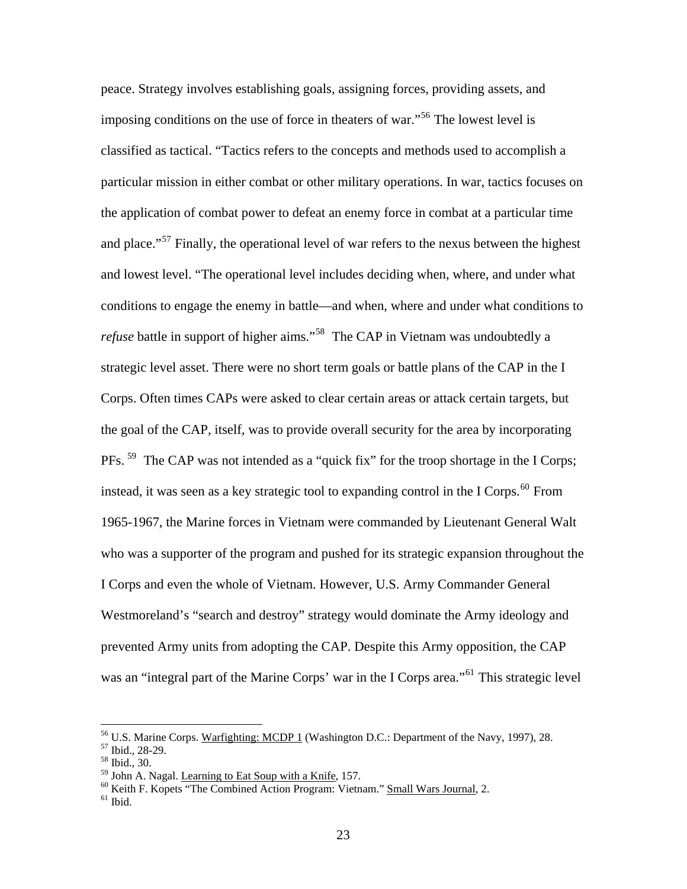peace. Strategy involves establishing goals, assigning forces, providing assets, and imposing conditions on the use of force in theaters of war."[56] The lowest level is classified as tactical. "Tactics refers to the concepts and methods used to accomplish a particular mission in either combat or other military operations. In war, tactics focuses on the application of combat power to defeat an enemy force in combat at a particular time and place."[57] Finally, the operational level of war refers to the nexus between the highest and lowest level. "The operational level includes deciding when, where, and under what conditions to engage the enemy in battle—and when, where and under what conditions to *refuse* battle in support of higher aims."[58] The CAP in Vietnam was undoubtedly a strategic level asset. There were no short term goals or battle plans of the CAP in the I Corps. Often times CAPs were asked to clear certain areas or attack certain targets, but the goal of the CAP, itself, was to provide overall security for the area by incorporating PFs.[59] The CAP was not intended as a "quick fix" for the troop shortage in the I Corps; instead, it was seen as a key strategic tool to expanding control in the I Corps.[60] From 1965-1967, the Marine forces in Vietnam were commanded by Lieutenant General Walt who was a supporter of the program and pushed for its strategic expansion throughout the I Corps and even the whole of Vietnam. However, U.S. Army Commander General Westmoreland's "search and destroy" strategy would dominate the Army ideology and prevented Army units from adopting the CAP. Despite this Army opposition, the CAP was an "integral part of the Marine Corps' war in the I Corps area."[61] This strategic level

---

[56] U.S. Marine Corps. Warfighting: MCDP 1 (Washington D.C.: Department of the Navy, 1997), 28.
[57] Ibid., 28-29.
[58] Ibid., 30.
[59] John A. Nagal. Learning to Eat Soup with a Knife, 157.
[60] Keith F. Kopets "The Combined Action Program: Vietnam." Small Wars Journal, 2.
[61] Ibid.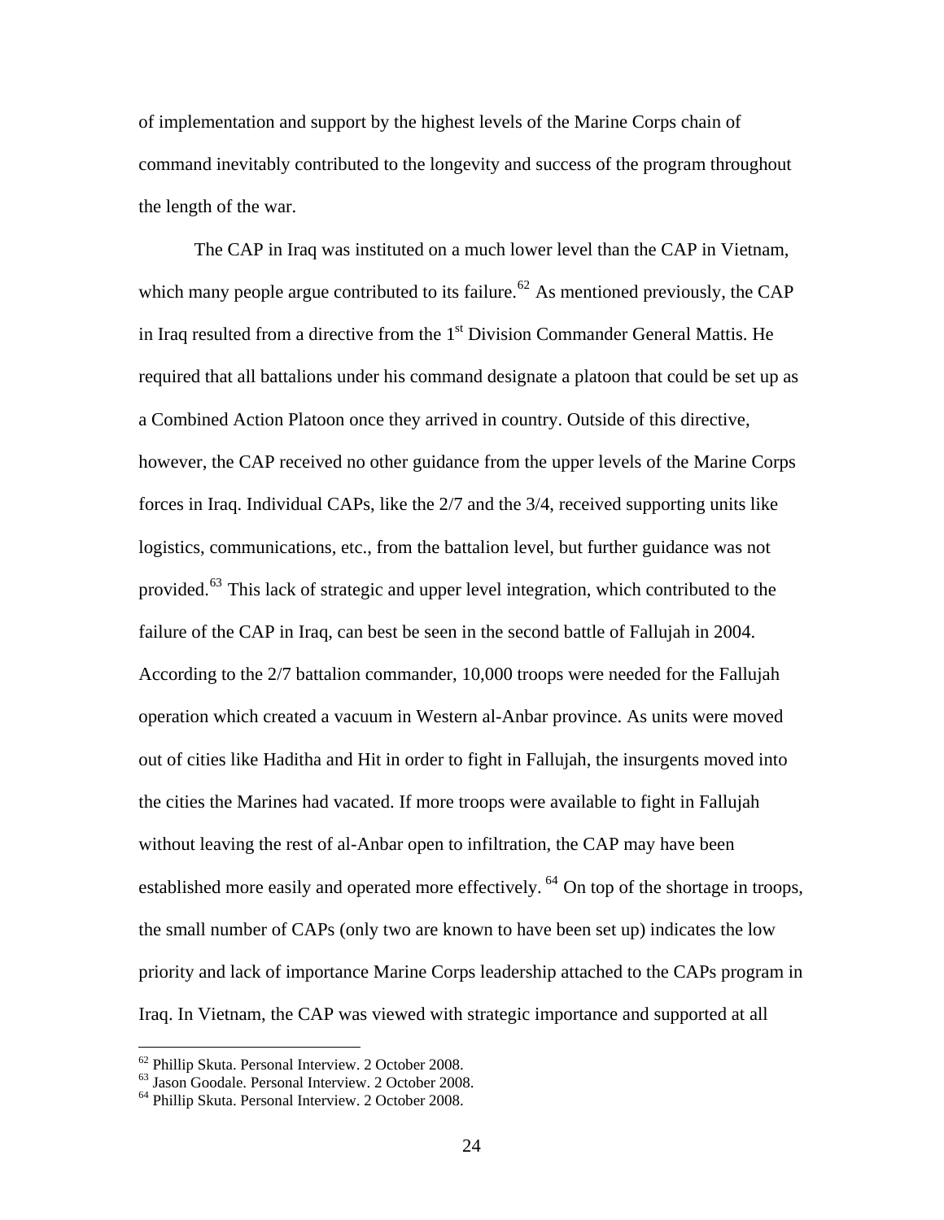of implementation and support by the highest levels of the Marine Corps chain of command inevitably contributed to the longevity and success of the program throughout the length of the war.

The CAP in Iraq was instituted on a much lower level than the CAP in Vietnam, which many people argue contributed to its failure.[62] As mentioned previously, the CAP in Iraq resulted from a directive from the 1st Division Commander General Mattis. He required that all battalions under his command designate a platoon that could be set up as a Combined Action Platoon once they arrived in country. Outside of this directive, however, the CAP received no other guidance from the upper levels of the Marine Corps forces in Iraq. Individual CAPs, like the 2/7 and the 3/4, received supporting units like logistics, communications, etc., from the battalion level, but further guidance was not provided.[63] This lack of strategic and upper level integration, which contributed to the failure of the CAP in Iraq, can best be seen in the second battle of Fallujah in 2004. According to the 2/7 battalion commander, 10,000 troops were needed for the Fallujah operation which created a vacuum in Western al-Anbar province. As units were moved out of cities like Haditha and Hit in order to fight in Fallujah, the insurgents moved into the cities the Marines had vacated. If more troops were available to fight in Fallujah without leaving the rest of al-Anbar open to infiltration, the CAP may have been established more easily and operated more effectively.[64] On top of the shortage in troops, the small number of CAPs (only two are known to have been set up) indicates the low priority and lack of importance Marine Corps leadership attached to the CAPs program in Iraq. In Vietnam, the CAP was viewed with strategic importance and supported at all

---

[62] Phillip Skuta. Personal Interview. 2 October 2008.

[63] Jason Goodale. Personal Interview. 2 October 2008.

[64] Phillip Skuta. Personal Interview. 2 October 2008.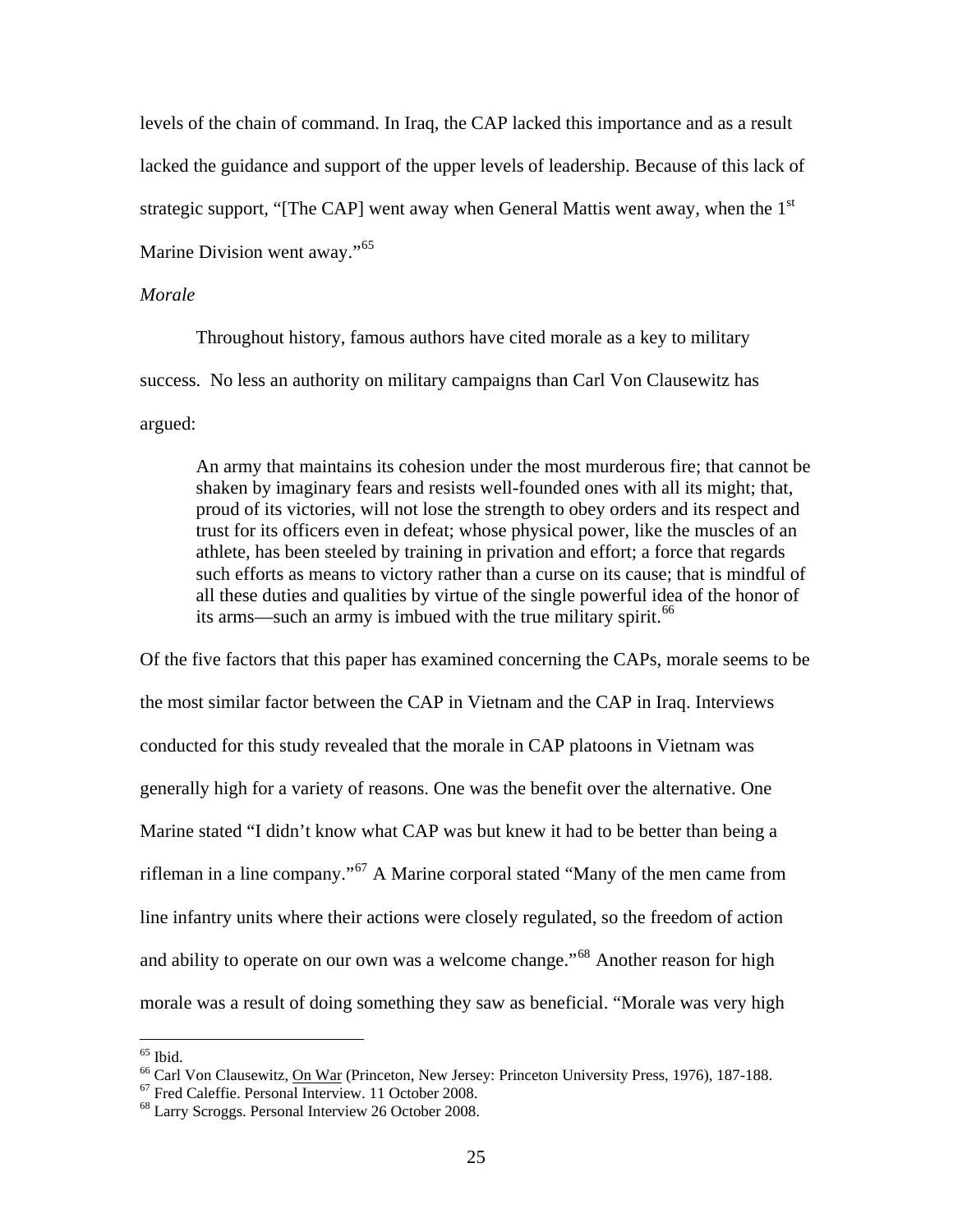levels of the chain of command. In Iraq, the CAP lacked this importance and as a result lacked the guidance and support of the upper levels of leadership. Because of this lack of strategic support, "[The CAP] went away when General Mattis went away, when the 1st Marine Division went away."[65]

*Morale*

Throughout history, famous authors have cited morale as a key to military success. No less an authority on military campaigns than Carl Von Clausewitz has argued:

> An army that maintains its cohesion under the most murderous fire; that cannot be shaken by imaginary fears and resists well-founded ones with all its might; that, proud of its victories, will not lose the strength to obey orders and its respect and trust for its officers even in defeat; whose physical power, like the muscles of an athlete, has been steeled by training in privation and effort; a force that regards such efforts as means to victory rather than a curse on its cause; that is mindful of all these duties and qualities by virtue of the single powerful idea of the honor of its arms—such an army is imbued with the true military spirit.[66]

Of the five factors that this paper has examined concerning the CAPs, morale seems to be the most similar factor between the CAP in Vietnam and the CAP in Iraq. Interviews conducted for this study revealed that the morale in CAP platoons in Vietnam was generally high for a variety of reasons. One was the benefit over the alternative. One Marine stated "I didn't know what CAP was but knew it had to be better than being a rifleman in a line company."[67] A Marine corporal stated "Many of the men came from line infantry units where their actions were closely regulated, so the freedom of action and ability to operate on our own was a welcome change."[68] Another reason for high morale was a result of doing something they saw as beneficial. "Morale was very high

---

[65] Ibid.

[66] Carl Von Clausewitz, On War (Princeton, New Jersey: Princeton University Press, 1976), 187-188.

[67] Fred Caleffie. Personal Interview. 11 October 2008.

[68] Larry Scroggs. Personal Interview 26 October 2008.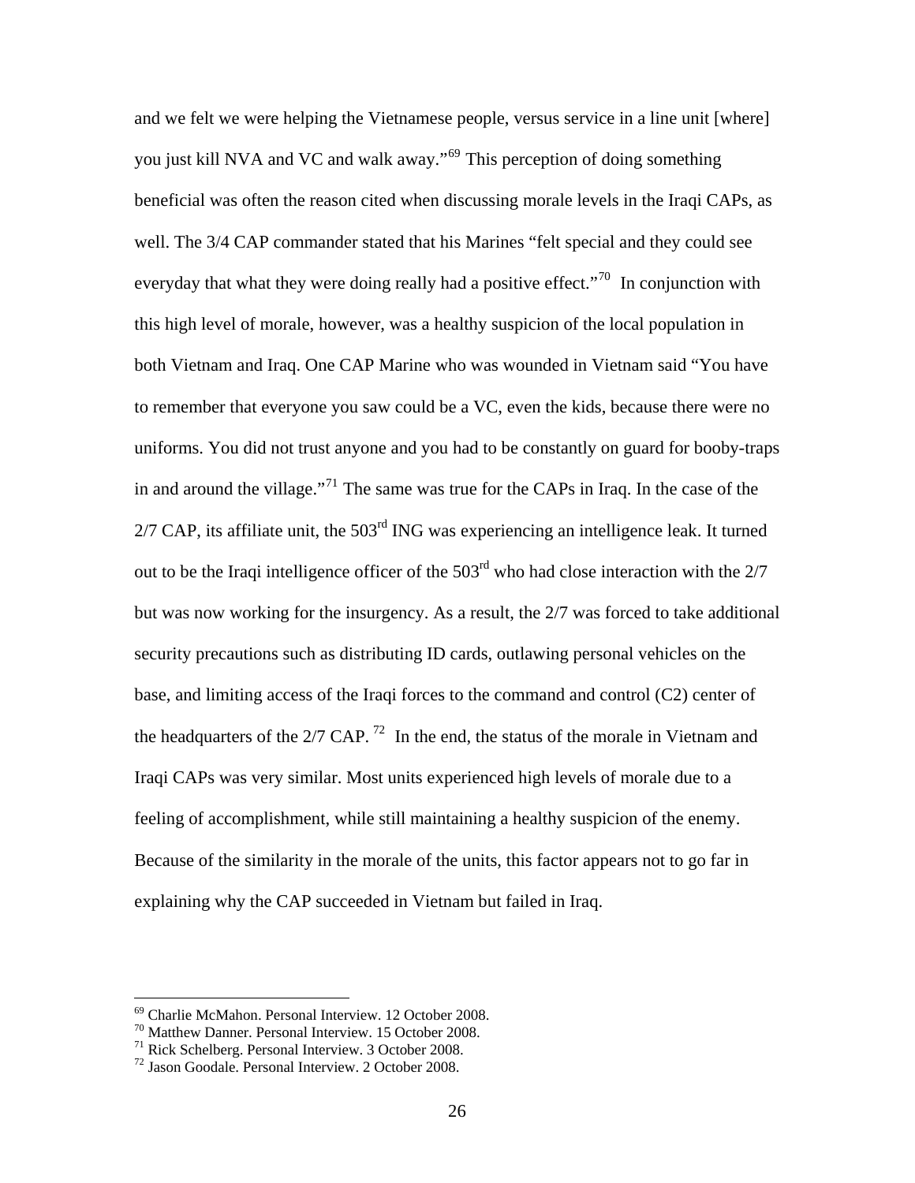and we felt we were helping the Vietnamese people, versus service in a line unit [where] you just kill NVA and VC and walk away."[69] This perception of doing something beneficial was often the reason cited when discussing morale levels in the Iraqi CAPs, as well. The 3/4 CAP commander stated that his Marines "felt special and they could see everyday that what they were doing really had a positive effect."[70] In conjunction with this high level of morale, however, was a healthy suspicion of the local population in both Vietnam and Iraq. One CAP Marine who was wounded in Vietnam said "You have to remember that everyone you saw could be a VC, even the kids, because there were no uniforms. You did not trust anyone and you had to be constantly on guard for booby-traps in and around the village."[71] The same was true for the CAPs in Iraq. In the case of the 2/7 CAP, its affiliate unit, the 503rd ING was experiencing an intelligence leak. It turned out to be the Iraqi intelligence officer of the 503rd who had close interaction with the 2/7 but was now working for the insurgency. As a result, the 2/7 was forced to take additional security precautions such as distributing ID cards, outlawing personal vehicles on the base, and limiting access of the Iraqi forces to the command and control (C2) center of the headquarters of the 2/7 CAP.[72] In the end, the status of the morale in Vietnam and Iraqi CAPs was very similar. Most units experienced high levels of morale due to a feeling of accomplishment, while still maintaining a healthy suspicion of the enemy. Because of the similarity in the morale of the units, this factor appears not to go far in explaining why the CAP succeeded in Vietnam but failed in Iraq.

---

[69] Charlie McMahon. Personal Interview. 12 October 2008.

[70] Matthew Danner. Personal Interview. 15 October 2008.

[71] Rick Schelberg. Personal Interview. 3 October 2008.

[72] Jason Goodale. Personal Interview. 2 October 2008.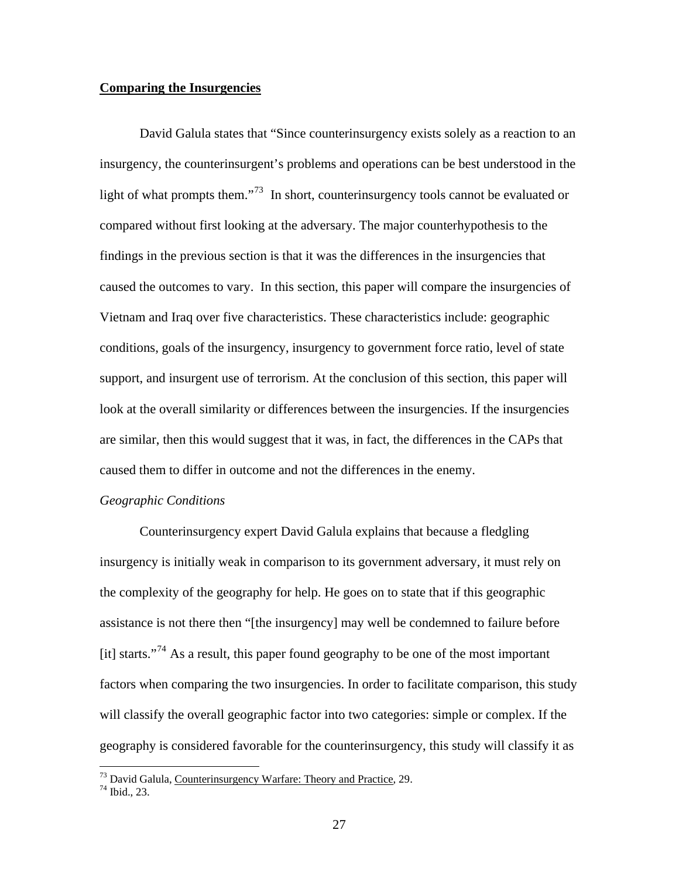**Comparing the Insurgencies**

David Galula states that "Since counterinsurgency exists solely as a reaction to an insurgency, the counterinsurgent's problems and operations can be best understood in the light of what prompts them."[73] In short, counterinsurgency tools cannot be evaluated or compared without first looking at the adversary. The major counterhypothesis to the findings in the previous section is that it was the differences in the insurgencies that caused the outcomes to vary. In this section, this paper will compare the insurgencies of Vietnam and Iraq over five characteristics. These characteristics include: geographic conditions, goals of the insurgency, insurgency to government force ratio, level of state support, and insurgent use of terrorism. At the conclusion of this section, this paper will look at the overall similarity or differences between the insurgencies. If the insurgencies are similar, then this would suggest that it was, in fact, the differences in the CAPs that caused them to differ in outcome and not the differences in the enemy.

*Geographic Conditions*

Counterinsurgency expert David Galula explains that because a fledgling insurgency is initially weak in comparison to its government adversary, it must rely on the complexity of the geography for help. He goes on to state that if this geographic assistance is not there then "[the insurgency] may well be condemned to failure before [it] starts."[74] As a result, this paper found geography to be one of the most important factors when comparing the two insurgencies. In order to facilitate comparison, this study will classify the overall geographic factor into two categories: simple or complex. If the geography is considered favorable for the counterinsurgency, this study will classify it as

[73] David Galula, Counterinsurgency Warfare: Theory and Practice, 29.
[74] Ibid., 23.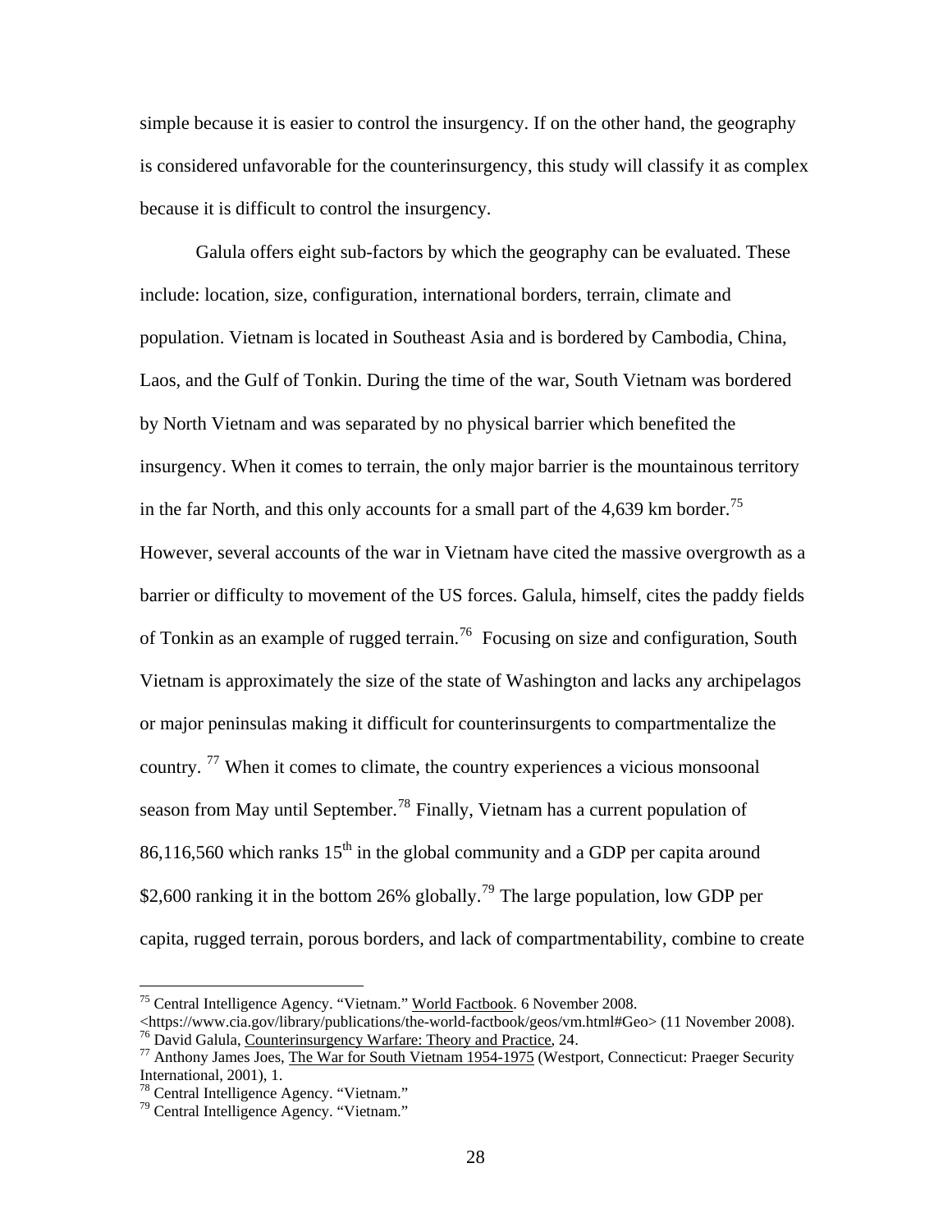simple because it is easier to control the insurgency. If on the other hand, the geography is considered unfavorable for the counterinsurgency, this study will classify it as complex because it is difficult to control the insurgency.

Galula offers eight sub-factors by which the geography can be evaluated. These include: location, size, configuration, international borders, terrain, climate and population. Vietnam is located in Southeast Asia and is bordered by Cambodia, China, Laos, and the Gulf of Tonkin. During the time of the war, South Vietnam was bordered by North Vietnam and was separated by no physical barrier which benefited the insurgency. When it comes to terrain, the only major barrier is the mountainous territory in the far North, and this only accounts for a small part of the 4,639 km border.[75] However, several accounts of the war in Vietnam have cited the massive overgrowth as a barrier or difficulty to movement of the US forces. Galula, himself, cites the paddy fields of Tonkin as an example of rugged terrain.[76] Focusing on size and configuration, South Vietnam is approximately the size of the state of Washington and lacks any archipelagos or major peninsulas making it difficult for counterinsurgents to compartmentalize the country.[77] When it comes to climate, the country experiences a vicious monsoonal season from May until September.[78] Finally, Vietnam has a current population of 86,116,560 which ranks 15th in the global community and a GDP per capita around \$2,600 ranking it in the bottom 26% globally.[79] The large population, low GDP per capita, rugged terrain, porous borders, and lack of compartmentability, combine to create

---

[75] Central Intelligence Agency. "Vietnam." World Factbook. 6 November 2008. <https://www.cia.gov/library/publications/the-world-factbook/geos/vm.html#Geo> (11 November 2008).

[76] David Galula, Counterinsurgency Warfare: Theory and Practice, 24.

[77] Anthony James Joes, The War for South Vietnam 1954-1975 (Westport, Connecticut: Praeger Security International, 2001), 1.

[78] Central Intelligence Agency. "Vietnam."

[79] Central Intelligence Agency. "Vietnam."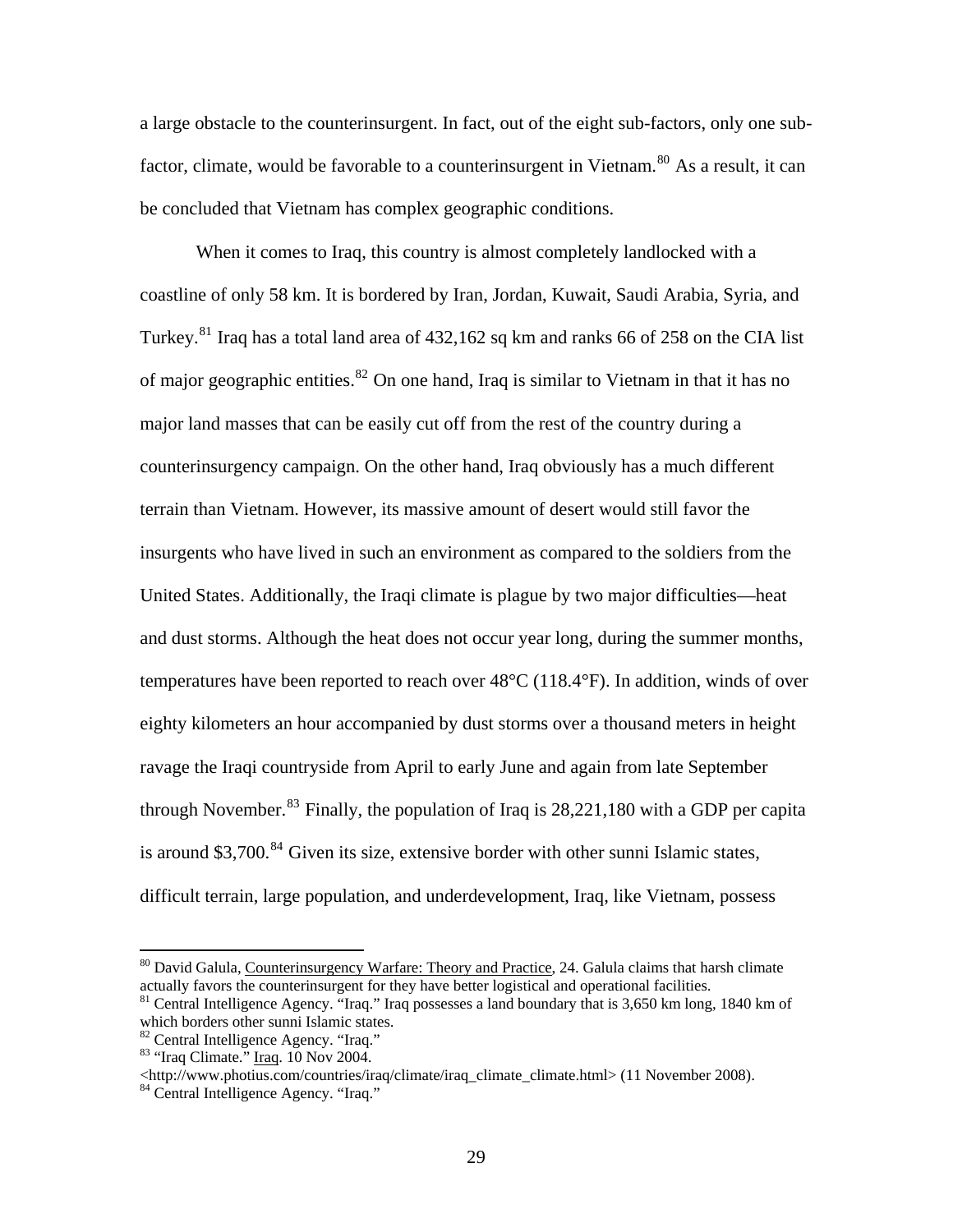a large obstacle to the counterinsurgent. In fact, out of the eight sub-factors, only one sub-factor, climate, would be favorable to a counterinsurgent in Vietnam.[80] As a result, it can be concluded that Vietnam has complex geographic conditions.

When it comes to Iraq, this country is almost completely landlocked with a coastline of only 58 km. It is bordered by Iran, Jordan, Kuwait, Saudi Arabia, Syria, and Turkey.[81] Iraq has a total land area of 432,162 sq km and ranks 66 of 258 on the CIA list of major geographic entities.[82] On one hand, Iraq is similar to Vietnam in that it has no major land masses that can be easily cut off from the rest of the country during a counterinsurgency campaign. On the other hand, Iraq obviously has a much different terrain than Vietnam. However, its massive amount of desert would still favor the insurgents who have lived in such an environment as compared to the soldiers from the United States. Additionally, the Iraqi climate is plague by two major difficulties—heat and dust storms. Although the heat does not occur year long, during the summer months, temperatures have been reported to reach over 48°C (118.4°F). In addition, winds of over eighty kilometers an hour accompanied by dust storms over a thousand meters in height ravage the Iraqi countryside from April to early June and again from late September through November.[83] Finally, the population of Iraq is 28,221,180 with a GDP per capita is around $3,700.[84] Given its size, extensive border with other sunni Islamic states, difficult terrain, large population, and underdevelopment, Iraq, like Vietnam, possess

---

[80] David Galula, Counterinsurgency Warfare: Theory and Practice, 24. Galula claims that harsh climate actually favors the counterinsurgent for they have better logistical and operational facilities.

[81] Central Intelligence Agency. "Iraq." Iraq possesses a land boundary that is 3,650 km long, 1840 km of which borders other sunni Islamic states.

[82] Central Intelligence Agency. "Iraq."

[83] "Iraq Climate." Iraq. 10 Nov 2004. <http://www.photius.com/countries/iraq/climate/iraq_climate_climate.html> (11 November 2008).

[84] Central Intelligence Agency. "Iraq."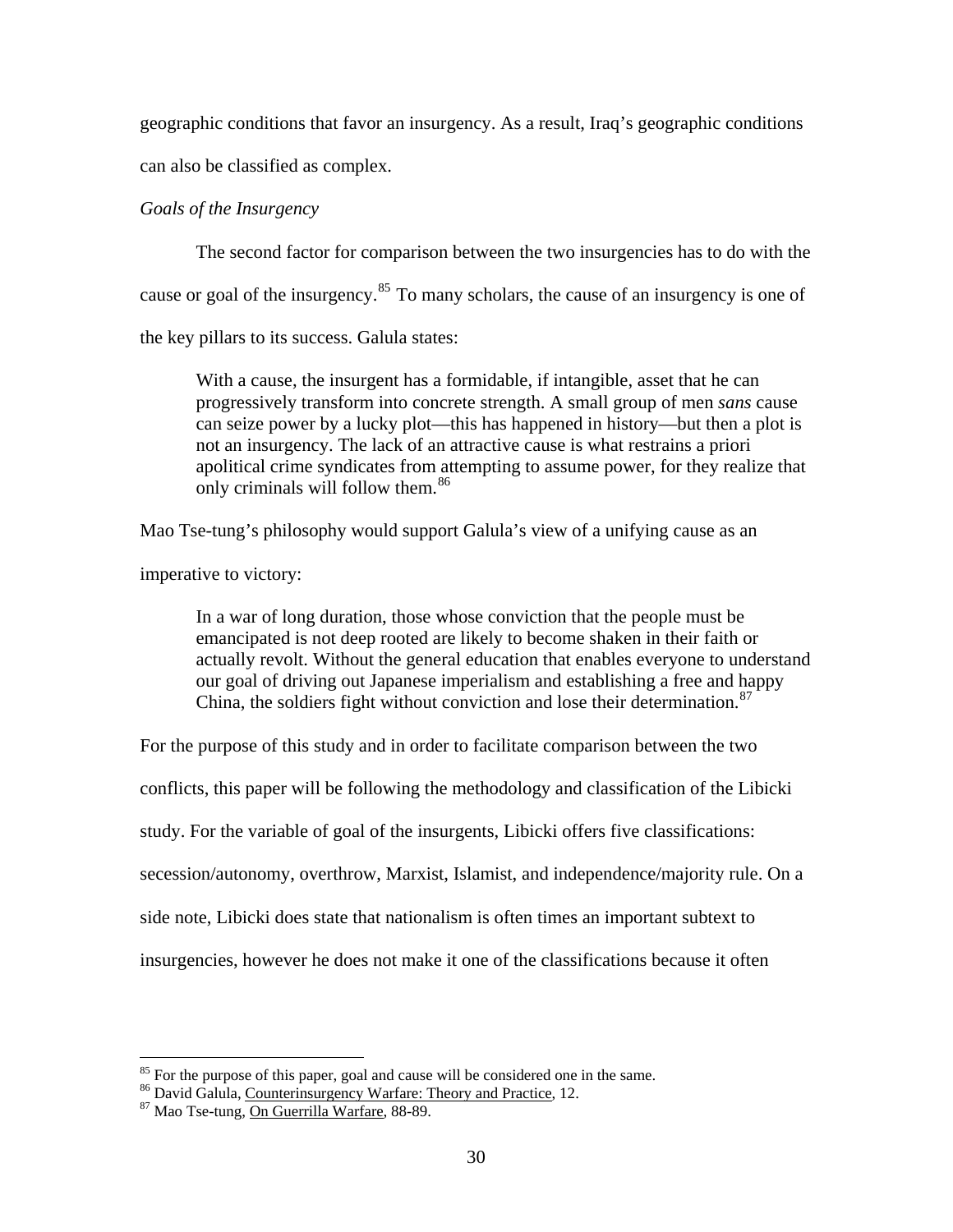geographic conditions that favor an insurgency. As a result, Iraq's geographic conditions can also be classified as complex.

*Goals of the Insurgency*

The second factor for comparison between the two insurgencies has to do with the cause or goal of the insurgency.[85] To many scholars, the cause of an insurgency is one of the key pillars to its success. Galula states:

> With a cause, the insurgent has a formidable, if intangible, asset that he can progressively transform into concrete strength. A small group of men *sans* cause can seize power by a lucky plot—this has happened in history—but then a plot is not an insurgency. The lack of an attractive cause is what restrains a priori apolitical crime syndicates from attempting to assume power, for they realize that only criminals will follow them.[86]

Mao Tse-tung's philosophy would support Galula's view of a unifying cause as an imperative to victory:

> In a war of long duration, those whose conviction that the people must be emancipated is not deep rooted are likely to become shaken in their faith or actually revolt. Without the general education that enables everyone to understand our goal of driving out Japanese imperialism and establishing a free and happy China, the soldiers fight without conviction and lose their determination.[87]

For the purpose of this study and in order to facilitate comparison between the two conflicts, this paper will be following the methodology and classification of the Libicki study. For the variable of goal of the insurgents, Libicki offers five classifications: secession/autonomy, overthrow, Marxist, Islamist, and independence/majority rule. On a side note, Libicki does state that nationalism is often times an important subtext to insurgencies, however he does not make it one of the classifications because it often

---

[85] For the purpose of this paper, goal and cause will be considered one in the same.
[86] David Galula, Counterinsurgency Warfare: Theory and Practice, 12.
[87] Mao Tse-tung, On Guerrilla Warfare, 88-89.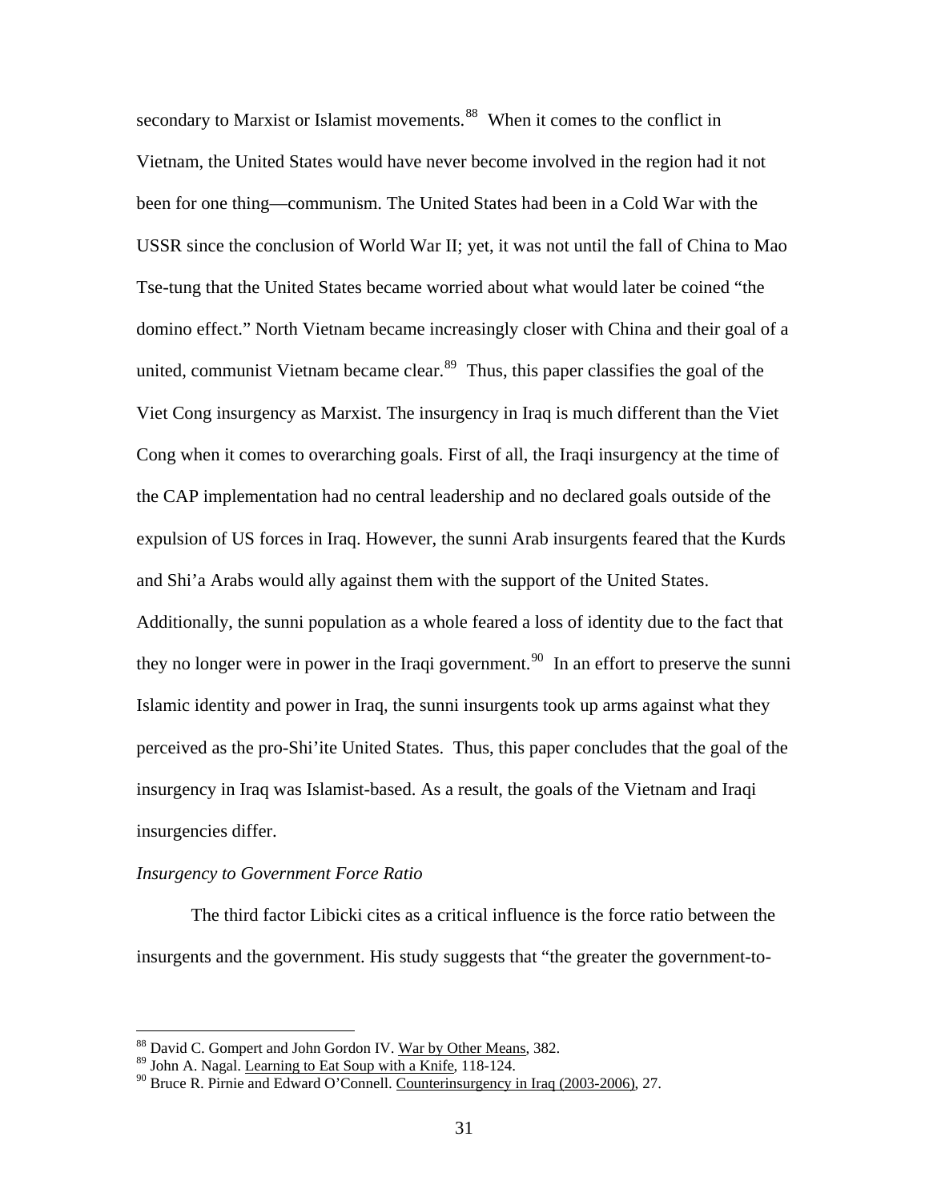secondary to Marxist or Islamist movements.[88] When it comes to the conflict in Vietnam, the United States would have never become involved in the region had it not been for one thing—communism. The United States had been in a Cold War with the USSR since the conclusion of World War II; yet, it was not until the fall of China to Mao Tse-tung that the United States became worried about what would later be coined "the domino effect." North Vietnam became increasingly closer with China and their goal of a united, communist Vietnam became clear.[89] Thus, this paper classifies the goal of the Viet Cong insurgency as Marxist. The insurgency in Iraq is much different than the Viet Cong when it comes to overarching goals. First of all, the Iraqi insurgency at the time of the CAP implementation had no central leadership and no declared goals outside of the expulsion of US forces in Iraq. However, the sunni Arab insurgents feared that the Kurds and Shi'a Arabs would ally against them with the support of the United States. Additionally, the sunni population as a whole feared a loss of identity due to the fact that they no longer were in power in the Iraqi government.[90] In an effort to preserve the sunni Islamic identity and power in Iraq, the sunni insurgents took up arms against what they perceived as the pro-Shi'ite United States. Thus, this paper concludes that the goal of the insurgency in Iraq was Islamist-based. As a result, the goals of the Vietnam and Iraqi insurgencies differ.

*Insurgency to Government Force Ratio*

The third factor Libicki cites as a critical influence is the force ratio between the insurgents and the government. His study suggests that "the greater the government-to-

---

[88] David C. Gompert and John Gordon IV. War by Other Means, 382.

[89] John A. Nagal. Learning to Eat Soup with a Knife, 118-124.

[90] Bruce R. Pirnie and Edward O'Connell. Counterinsurgency in Iraq (2003-2006), 27.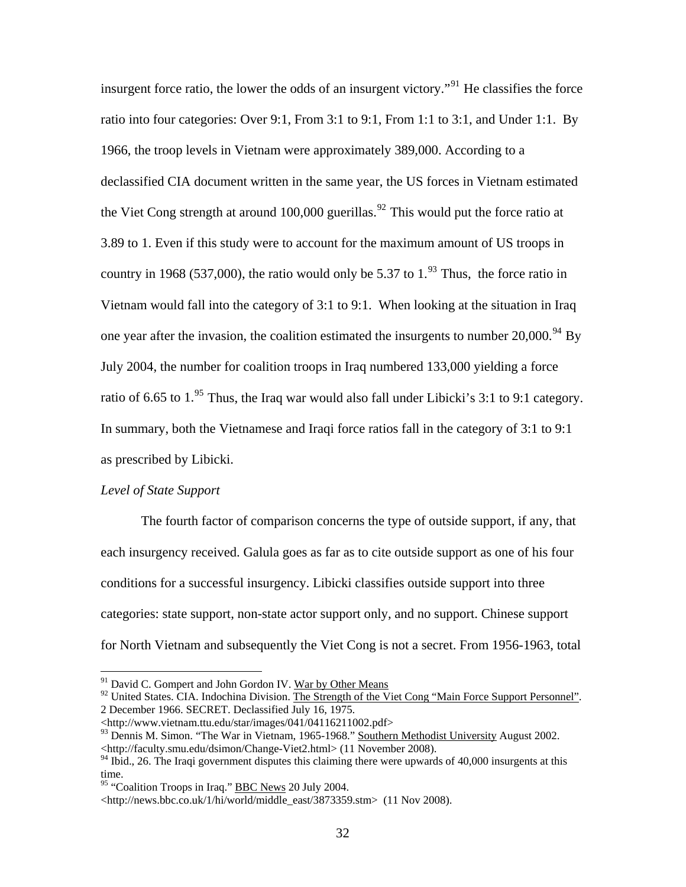insurgent force ratio, the lower the odds of an insurgent victory."[91] He classifies the force ratio into four categories: Over 9:1, From 3:1 to 9:1, From 1:1 to 3:1, and Under 1:1. By 1966, the troop levels in Vietnam were approximately 389,000. According to a declassified CIA document written in the same year, the US forces in Vietnam estimated the Viet Cong strength at around 100,000 guerillas.[92] This would put the force ratio at 3.89 to 1. Even if this study were to account for the maximum amount of US troops in country in 1968 (537,000), the ratio would only be 5.37 to 1.[93] Thus, the force ratio in Vietnam would fall into the category of 3:1 to 9:1. When looking at the situation in Iraq one year after the invasion, the coalition estimated the insurgents to number 20,000.[94] By July 2004, the number for coalition troops in Iraq numbered 133,000 yielding a force ratio of 6.65 to 1.[95] Thus, the Iraq war would also fall under Libicki's 3:1 to 9:1 category. In summary, both the Vietnamese and Iraqi force ratios fall in the category of 3:1 to 9:1 as prescribed by Libicki.

*Level of State Support*

The fourth factor of comparison concerns the type of outside support, if any, that each insurgency received. Galula goes as far as to cite outside support as one of his four conditions for a successful insurgency. Libicki classifies outside support into three categories: state support, non-state actor support only, and no support. Chinese support for North Vietnam and subsequently the Viet Cong is not a secret. From 1956-1963, total

---

[91] David C. Gompert and John Gordon IV. War by Other Means

[92] United States. CIA. Indochina Division. The Strength of the Viet Cong "Main Force Support Personnel". 2 December 1966. SECRET. Declassified July 16, 1975. <http://www.vietnam.ttu.edu/star/images/041/04116211002.pdf>

[93] Dennis M. Simon. "The War in Vietnam, 1965-1968." Southern Methodist University August 2002. <http://faculty.smu.edu/dsimon/Change-Viet2.html> (11 November 2008).

[94] Ibid., 26. The Iraqi government disputes this claiming there were upwards of 40,000 insurgents at this time.

[95] "Coalition Troops in Iraq." BBC News 20 July 2004. <http://news.bbc.co.uk/1/hi/world/middle_east/3873359.stm> (11 Nov 2008).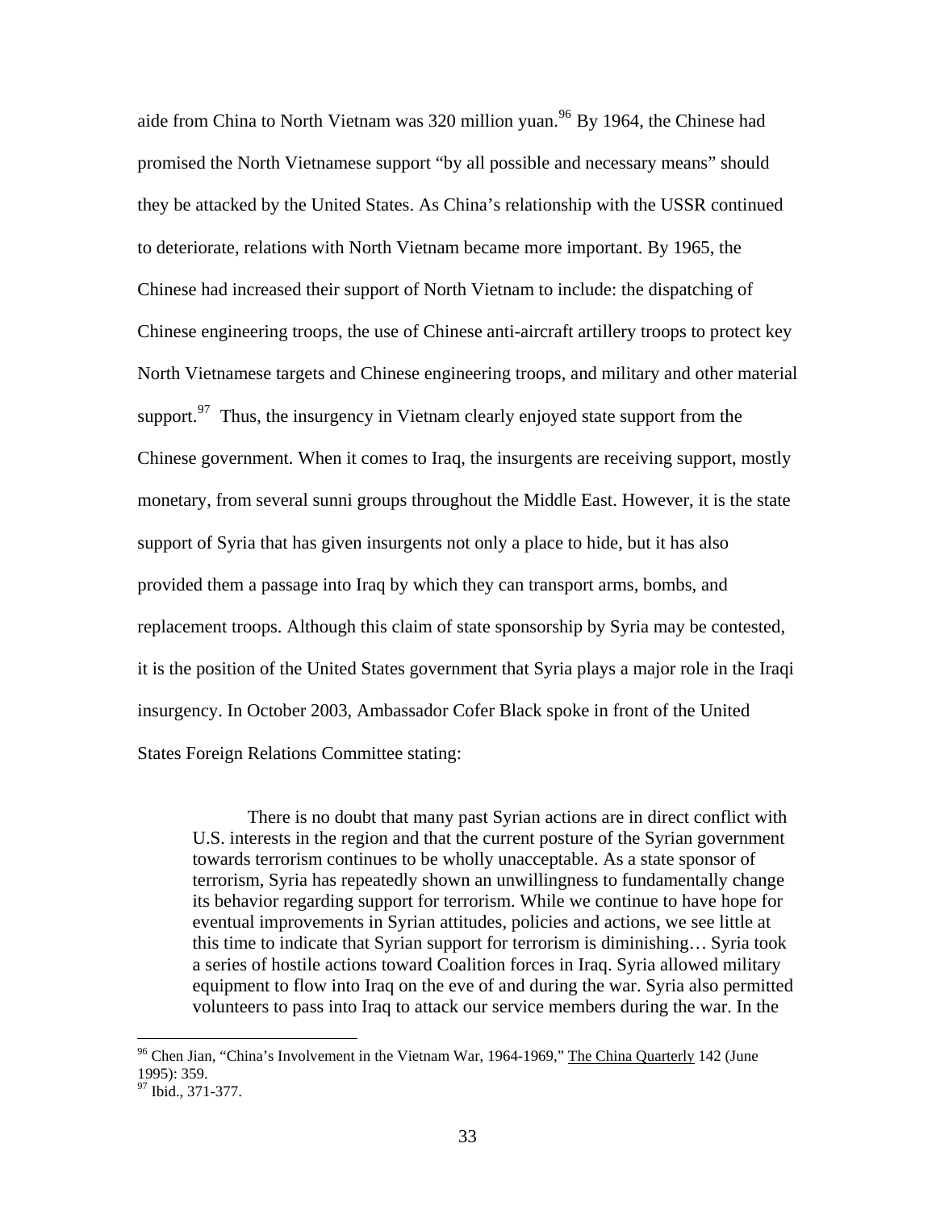aide from China to North Vietnam was 320 million yuan.[96] By 1964, the Chinese had promised the North Vietnamese support "by all possible and necessary means" should they be attacked by the United States. As China's relationship with the USSR continued to deteriorate, relations with North Vietnam became more important. By 1965, the Chinese had increased their support of North Vietnam to include: the dispatching of Chinese engineering troops, the use of Chinese anti-aircraft artillery troops to protect key North Vietnamese targets and Chinese engineering troops, and military and other material support.[97] Thus, the insurgency in Vietnam clearly enjoyed state support from the Chinese government. When it comes to Iraq, the insurgents are receiving support, mostly monetary, from several sunni groups throughout the Middle East. However, it is the state support of Syria that has given insurgents not only a place to hide, but it has also provided them a passage into Iraq by which they can transport arms, bombs, and replacement troops. Although this claim of state sponsorship by Syria may be contested, it is the position of the United States government that Syria plays a major role in the Iraqi insurgency. In October 2003, Ambassador Cofer Black spoke in front of the United States Foreign Relations Committee stating:

> There is no doubt that many past Syrian actions are in direct conflict with U.S. interests in the region and that the current posture of the Syrian government towards terrorism continues to be wholly unacceptable. As a state sponsor of terrorism, Syria has repeatedly shown an unwillingness to fundamentally change its behavior regarding support for terrorism. While we continue to have hope for eventual improvements in Syrian attitudes, policies and actions, we see little at this time to indicate that Syrian support for terrorism is diminishing… Syria took a series of hostile actions toward Coalition forces in Iraq. Syria allowed military equipment to flow into Iraq on the eve of and during the war. Syria also permitted volunteers to pass into Iraq to attack our service members during the war. In the

[96] Chen Jian, "China's Involvement in the Vietnam War, 1964-1969," The China Quarterly 142 (June 1995): 359.

[97] Ibid., 371-377.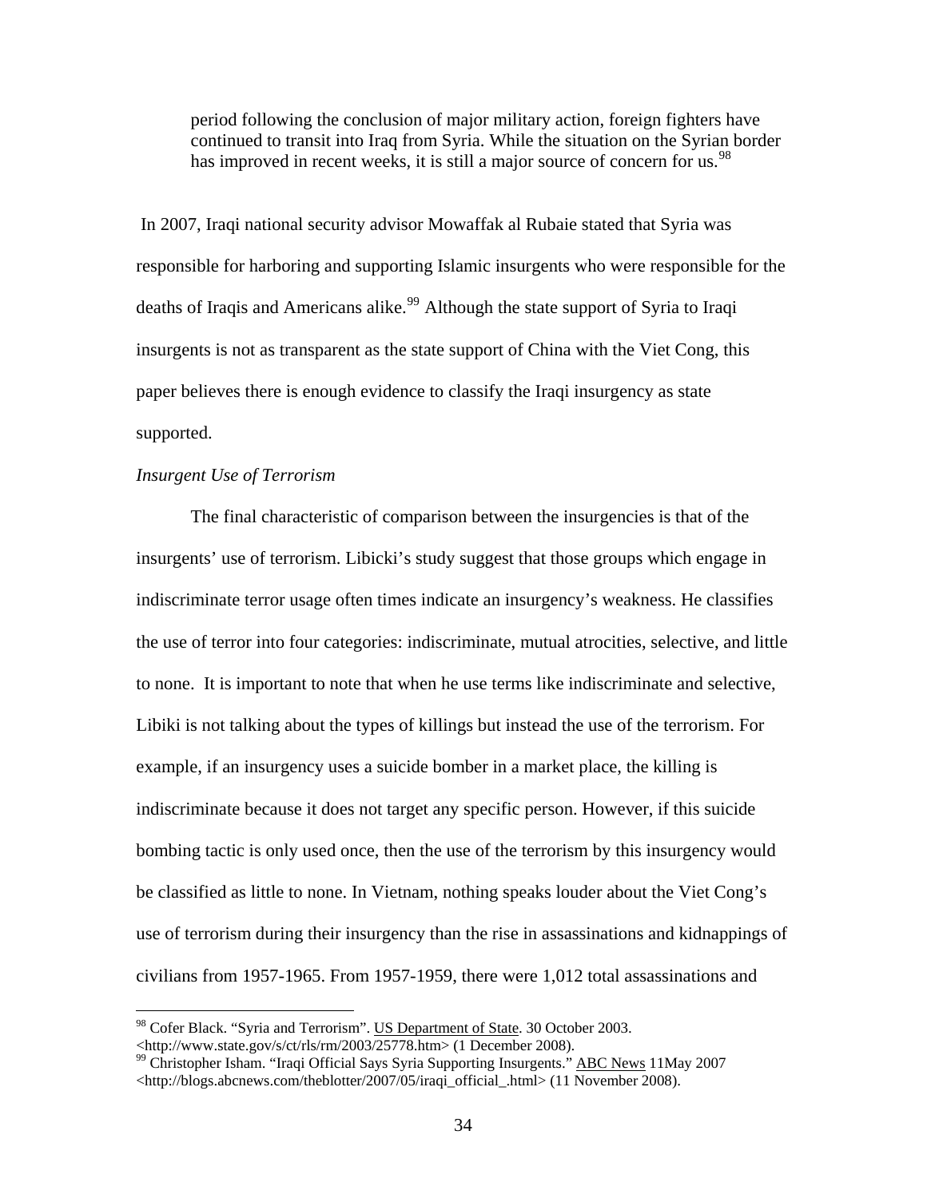> period following the conclusion of major military action, foreign fighters have continued to transit into Iraq from Syria. While the situation on the Syrian border has improved in recent weeks, it is still a major source of concern for us.[98]

In 2007, Iraqi national security advisor Mowaffak al Rubaie stated that Syria was responsible for harboring and supporting Islamic insurgents who were responsible for the deaths of Iraqis and Americans alike.[99] Although the state support of Syria to Iraqi insurgents is not as transparent as the state support of China with the Viet Cong, this paper believes there is enough evidence to classify the Iraqi insurgency as state supported.

*Insurgent Use of Terrorism*

The final characteristic of comparison between the insurgencies is that of the insurgents' use of terrorism. Libicki's study suggest that those groups which engage in indiscriminate terror usage often times indicate an insurgency's weakness. He classifies the use of terror into four categories: indiscriminate, mutual atrocities, selective, and little to none. It is important to note that when he use terms like indiscriminate and selective, Libiki is not talking about the types of killings but instead the use of the terrorism. For example, if an insurgency uses a suicide bomber in a market place, the killing is indiscriminate because it does not target any specific person. However, if this suicide bombing tactic is only used once, then the use of the terrorism by this insurgency would be classified as little to none. In Vietnam, nothing speaks louder about the Viet Cong's use of terrorism during their insurgency than the rise in assassinations and kidnappings of civilians from 1957-1965. From 1957-1959, there were 1,012 total assassinations and

---

[98] Cofer Black. "Syria and Terrorism". US Department of State. 30 October 2003. <http://www.state.gov/s/ct/rls/rm/2003/25778.htm> (1 December 2008).

[99] Christopher Isham. "Iraqi Official Says Syria Supporting Insurgents." ABC News 11May 2007 <http://blogs.abcnews.com/theblotter/2007/05/iraqi_official_.html> (11 November 2008).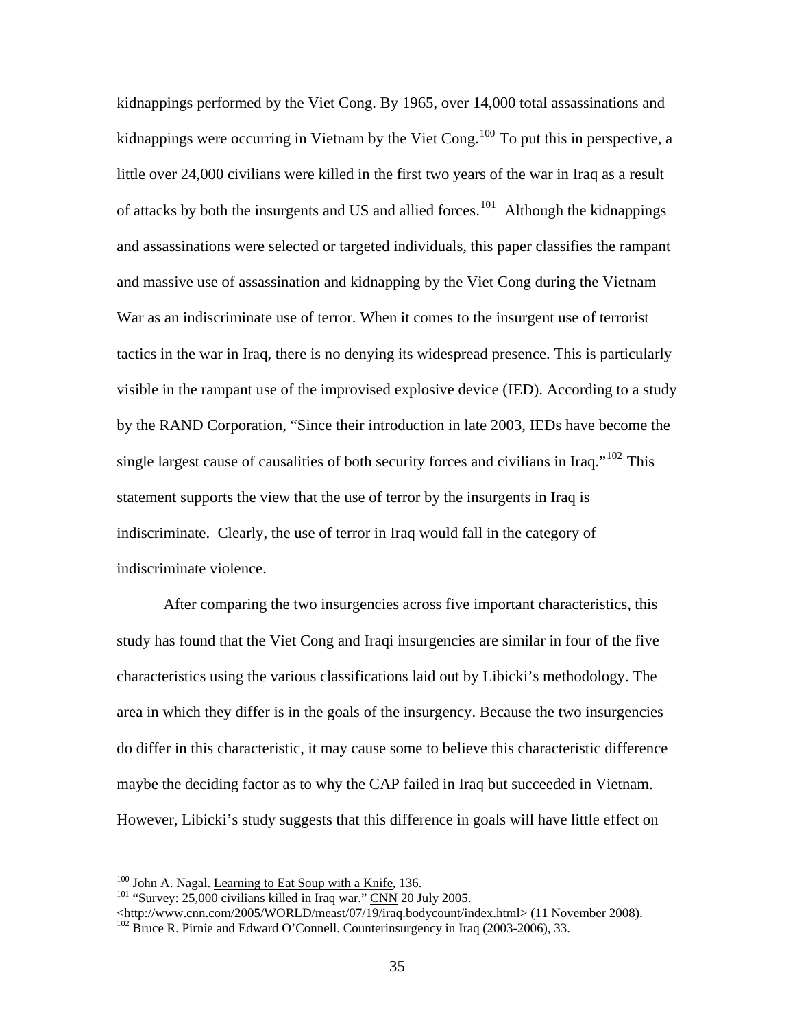kidnappings performed by the Viet Cong. By 1965, over 14,000 total assassinations and kidnappings were occurring in Vietnam by the Viet Cong.[100] To put this in perspective, a little over 24,000 civilians were killed in the first two years of the war in Iraq as a result of attacks by both the insurgents and US and allied forces.[101] Although the kidnappings and assassinations were selected or targeted individuals, this paper classifies the rampant and massive use of assassination and kidnapping by the Viet Cong during the Vietnam War as an indiscriminate use of terror. When it comes to the insurgent use of terrorist tactics in the war in Iraq, there is no denying its widespread presence. This is particularly visible in the rampant use of the improvised explosive device (IED). According to a study by the RAND Corporation, "Since their introduction in late 2003, IEDs have become the single largest cause of causalities of both security forces and civilians in Iraq."[102] This statement supports the view that the use of terror by the insurgents in Iraq is indiscriminate. Clearly, the use of terror in Iraq would fall in the category of indiscriminate violence.

After comparing the two insurgencies across five important characteristics, this study has found that the Viet Cong and Iraqi insurgencies are similar in four of the five characteristics using the various classifications laid out by Libicki's methodology. The area in which they differ is in the goals of the insurgency. Because the two insurgencies do differ in this characteristic, it may cause some to believe this characteristic difference maybe the deciding factor as to why the CAP failed in Iraq but succeeded in Vietnam. However, Libicki's study suggests that this difference in goals will have little effect on

---

[100] John A. Nagal. Learning to Eat Soup with a Knife, 136.

[101] "Survey: 25,000 civilians killed in Iraq war." CNN 20 July 2005. <http://www.cnn.com/2005/WORLD/meast/07/19/iraq.bodycount/index.html> (11 November 2008).

[102] Bruce R. Pirnie and Edward O'Connell. Counterinsurgency in Iraq (2003-2006), 33.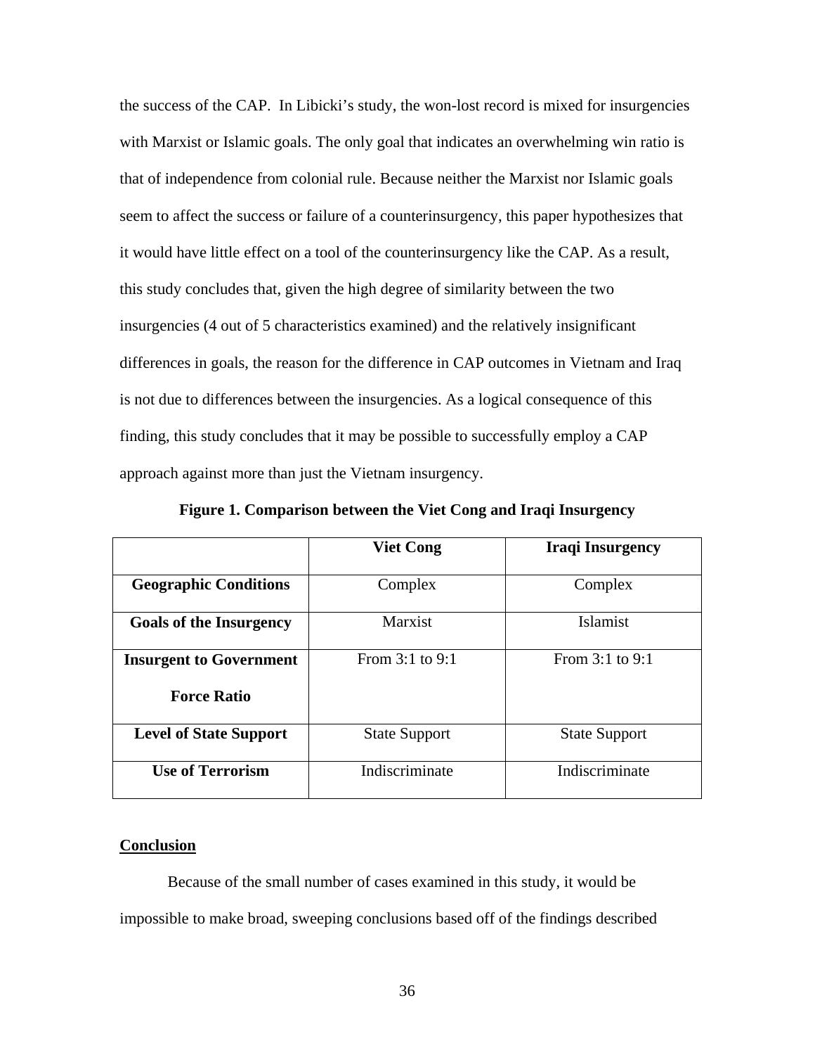the success of the CAP.  In Libicki's study, the won-lost record is mixed for insurgencies with Marxist or Islamic goals. The only goal that indicates an overwhelming win ratio is that of independence from colonial rule. Because neither the Marxist nor Islamic goals seem to affect the success or failure of a counterinsurgency, this paper hypothesizes that it would have little effect on a tool of the counterinsurgency like the CAP. As a result, this study concludes that, given the high degree of similarity between the two insurgencies (4 out of 5 characteristics examined) and the relatively insignificant differences in goals, the reason for the difference in CAP outcomes in Vietnam and Iraq is not due to differences between the insurgencies. As a logical consequence of this finding, this study concludes that it may be possible to successfully employ a CAP approach against more than just the Vietnam insurgency.

**Figure 1. Comparison between the Viet Cong and Iraqi Insurgency**

| | **Viet Cong** | **Iraqi Insurgency** |
|---|---|---|
| **Geographic Conditions** | Complex | Complex |
| **Goals of the Insurgency** | Marxist | Islamist |
| **Insurgent to Government Force Ratio** | From 3:1 to 9:1 | From 3:1 to 9:1 |
| **Level of State Support** | State Support | State Support |
| **Use of Terrorism** | Indiscriminate | Indiscriminate |

## Conclusion

Because of the small number of cases examined in this study, it would be impossible to make broad, sweeping conclusions based off of the findings described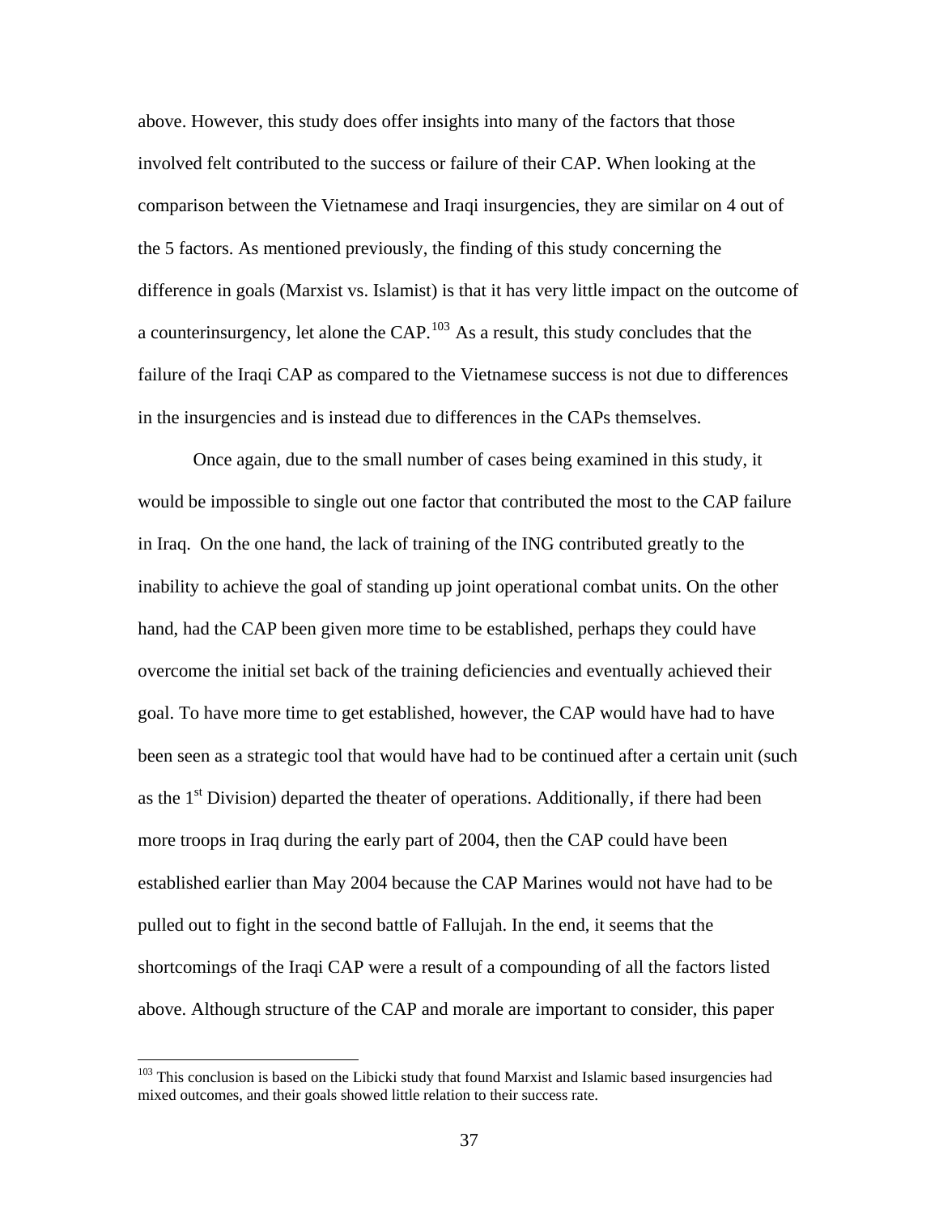above. However, this study does offer insights into many of the factors that those involved felt contributed to the success or failure of their CAP. When looking at the comparison between the Vietnamese and Iraqi insurgencies, they are similar on 4 out of the 5 factors. As mentioned previously, the finding of this study concerning the difference in goals (Marxist vs. Islamist) is that it has very little impact on the outcome of a counterinsurgency, let alone the CAP.[103] As a result, this study concludes that the failure of the Iraqi CAP as compared to the Vietnamese success is not due to differences in the insurgencies and is instead due to differences in the CAPs themselves.

Once again, due to the small number of cases being examined in this study, it would be impossible to single out one factor that contributed the most to the CAP failure in Iraq. On the one hand, the lack of training of the ING contributed greatly to the inability to achieve the goal of standing up joint operational combat units. On the other hand, had the CAP been given more time to be established, perhaps they could have overcome the initial set back of the training deficiencies and eventually achieved their goal. To have more time to get established, however, the CAP would have had to have been seen as a strategic tool that would have had to be continued after a certain unit (such as the 1st Division) departed the theater of operations. Additionally, if there had been more troops in Iraq during the early part of 2004, then the CAP could have been established earlier than May 2004 because the CAP Marines would not have had to be pulled out to fight in the second battle of Fallujah. In the end, it seems that the shortcomings of the Iraqi CAP were a result of a compounding of all the factors listed above. Although structure of the CAP and morale are important to consider, this paper

[103] This conclusion is based on the Libicki study that found Marxist and Islamic based insurgencies had mixed outcomes, and their goals showed little relation to their success rate.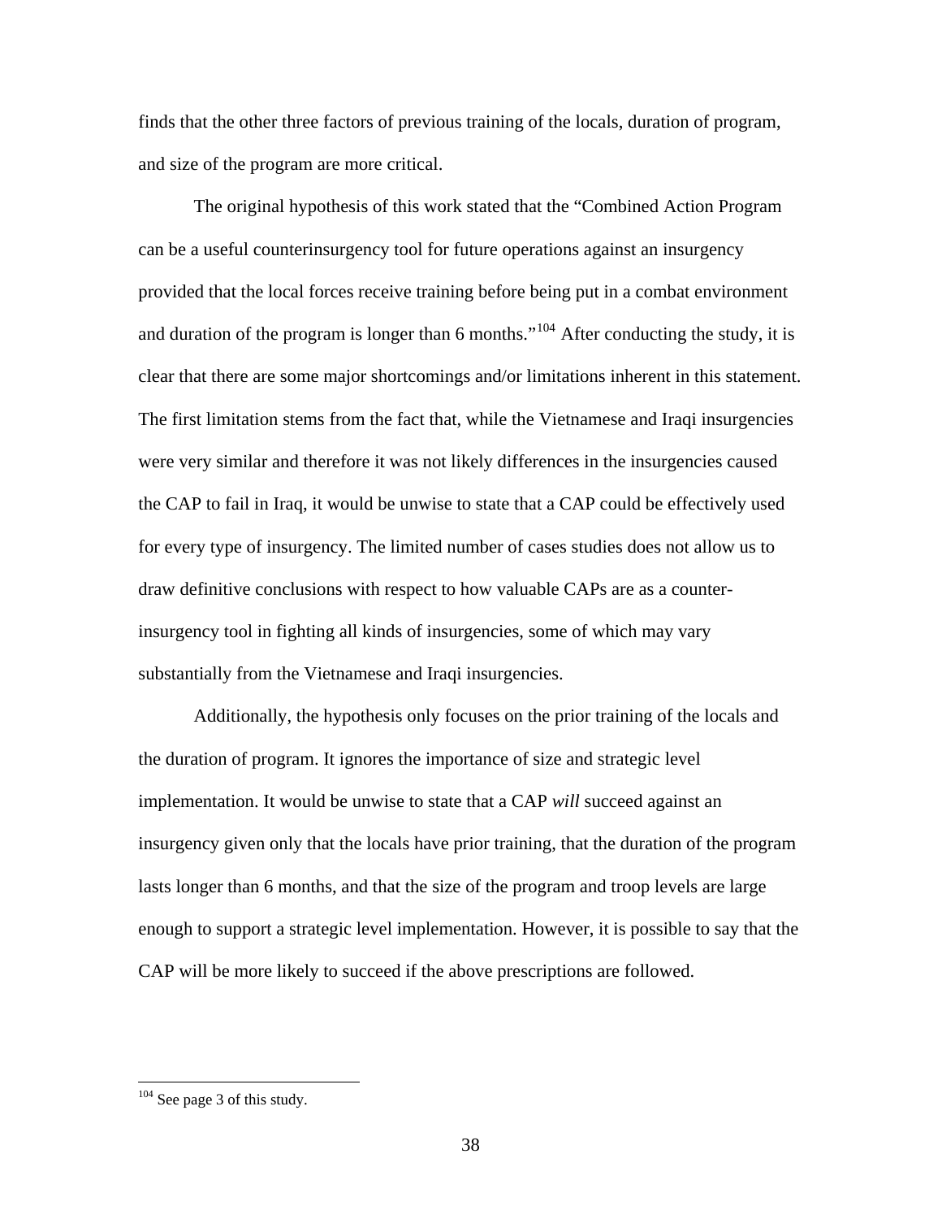finds that the other three factors of previous training of the locals, duration of program, and size of the program are more critical.

The original hypothesis of this work stated that the "Combined Action Program can be a useful counterinsurgency tool for future operations against an insurgency provided that the local forces receive training before being put in a combat environment and duration of the program is longer than 6 months."[104] After conducting the study, it is clear that there are some major shortcomings and/or limitations inherent in this statement. The first limitation stems from the fact that, while the Vietnamese and Iraqi insurgencies were very similar and therefore it was not likely differences in the insurgencies caused the CAP to fail in Iraq, it would be unwise to state that a CAP could be effectively used for every type of insurgency. The limited number of cases studies does not allow us to draw definitive conclusions with respect to how valuable CAPs are as a counter-insurgency tool in fighting all kinds of insurgencies, some of which may vary substantially from the Vietnamese and Iraqi insurgencies.

Additionally, the hypothesis only focuses on the prior training of the locals and the duration of program. It ignores the importance of size and strategic level implementation. It would be unwise to state that a CAP *will* succeed against an insurgency given only that the locals have prior training, that the duration of the program lasts longer than 6 months, and that the size of the program and troop levels are large enough to support a strategic level implementation. However, it is possible to say that the CAP will be more likely to succeed if the above prescriptions are followed.

---

[104] See page 3 of this study.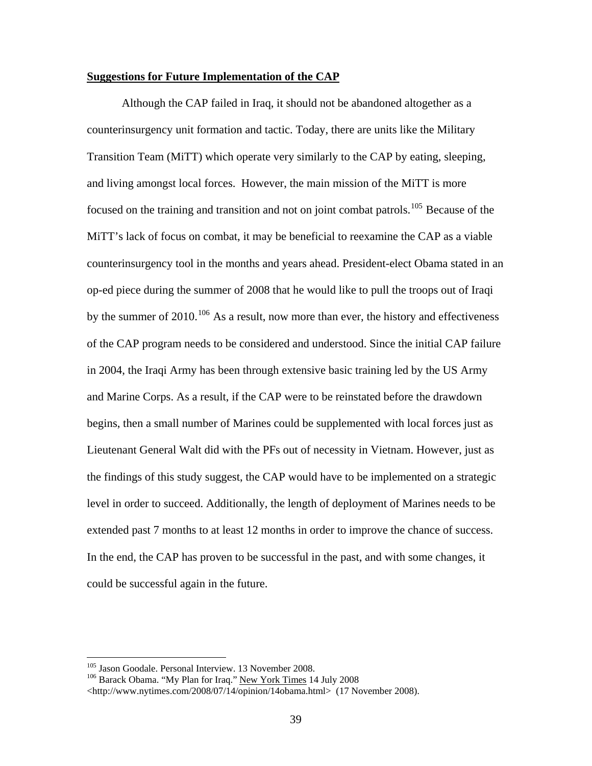**<u>Suggestions for Future Implementation of the CAP</u>**

Although the CAP failed in Iraq, it should not be abandoned altogether as a counterinsurgency unit formation and tactic. Today, there are units like the Military Transition Team (MiTT) which operate very similarly to the CAP by eating, sleeping, and living amongst local forces. However, the main mission of the MiTT is more focused on the training and transition and not on joint combat patrols.[105] Because of the MiTT's lack of focus on combat, it may be beneficial to reexamine the CAP as a viable counterinsurgency tool in the months and years ahead. President-elect Obama stated in an op-ed piece during the summer of 2008 that he would like to pull the troops out of Iraqi by the summer of 2010.[106] As a result, now more than ever, the history and effectiveness of the CAP program needs to be considered and understood. Since the initial CAP failure in 2004, the Iraqi Army has been through extensive basic training led by the US Army and Marine Corps. As a result, if the CAP were to be reinstated before the drawdown begins, then a small number of Marines could be supplemented with local forces just as Lieutenant General Walt did with the PFs out of necessity in Vietnam. However, just as the findings of this study suggest, the CAP would have to be implemented on a strategic level in order to succeed. Additionally, the length of deployment of Marines needs to be extended past 7 months to at least 12 months in order to improve the chance of success. In the end, the CAP has proven to be successful in the past, and with some changes, it could be successful again in the future.

---

[105] Jason Goodale. Personal Interview. 13 November 2008.

[106] Barack Obama. "My Plan for Iraq." <u>New York Times</u> 14 July 2008 <http://www.nytimes.com/2008/07/14/opinion/14obama.html> (17 November 2008).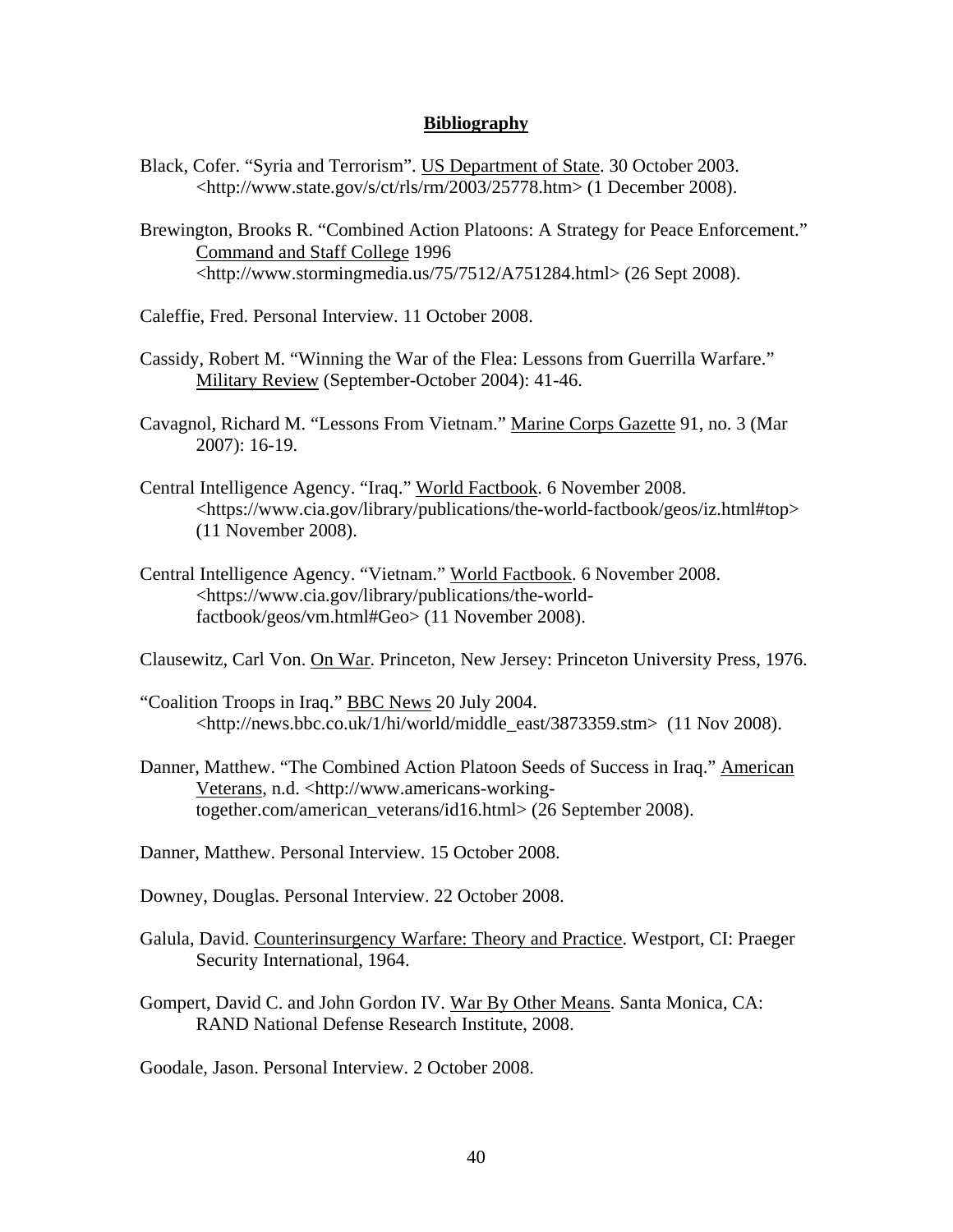## Bibliography

Black, Cofer. "Syria and Terrorism". US Department of State. 30 October 2003. <http://www.state.gov/s/ct/rls/rm/2003/25778.htm> (1 December 2008).

Brewington, Brooks R. "Combined Action Platoons: A Strategy for Peace Enforcement." Command and Staff College 1996 <http://www.stormingmedia.us/75/7512/A751284.html> (26 Sept 2008).

Caleffie, Fred. Personal Interview. 11 October 2008.

Cassidy, Robert M. "Winning the War of the Flea: Lessons from Guerrilla Warfare." Military Review (September-October 2004): 41-46.

Cavagnol, Richard M. "Lessons From Vietnam." Marine Corps Gazette 91, no. 3 (Mar 2007): 16-19.

Central Intelligence Agency. "Iraq." World Factbook. 6 November 2008. <https://www.cia.gov/library/publications/the-world-factbook/geos/iz.html#top> (11 November 2008).

Central Intelligence Agency. "Vietnam." World Factbook. 6 November 2008. <https://www.cia.gov/library/publications/the-world-factbook/geos/vm.html#Geo> (11 November 2008).

Clausewitz, Carl Von. On War. Princeton, New Jersey: Princeton University Press, 1976.

"Coalition Troops in Iraq." BBC News 20 July 2004. <http://news.bbc.co.uk/1/hi/world/middle_east/3873359.stm> (11 Nov 2008).

Danner, Matthew. "The Combined Action Platoon Seeds of Success in Iraq." American Veterans, n.d. <http://www.americans-working-together.com/american_veterans/id16.html> (26 September 2008).

Danner, Matthew. Personal Interview. 15 October 2008.

Downey, Douglas. Personal Interview. 22 October 2008.

Galula, David. Counterinsurgency Warfare: Theory and Practice. Westport, CI: Praeger Security International, 1964.

Gompert, David C. and John Gordon IV. War By Other Means. Santa Monica, CA: RAND National Defense Research Institute, 2008.

Goodale, Jason. Personal Interview. 2 October 2008.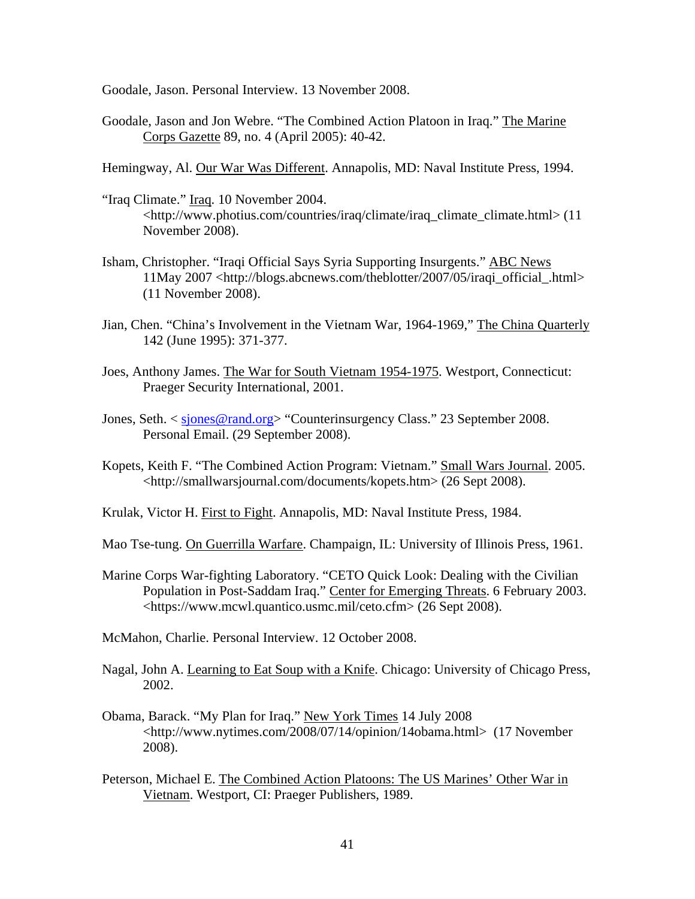Goodale, Jason. Personal Interview. 13 November 2008.

Goodale, Jason and Jon Webre. "The Combined Action Platoon in Iraq." The Marine Corps Gazette 89, no. 4 (April 2005): 40-42.

Hemingway, Al. Our War Was Different. Annapolis, MD: Naval Institute Press, 1994.

"Iraq Climate." Iraq. 10 November 2004. <http://www.photius.com/countries/iraq/climate/iraq_climate_climate.html> (11 November 2008).

Isham, Christopher. "Iraqi Official Says Syria Supporting Insurgents." ABC News 11May 2007 <http://blogs.abcnews.com/theblotter/2007/05/iraqi_official_.html> (11 November 2008).

Jian, Chen. "China's Involvement in the Vietnam War, 1964-1969," The China Quarterly 142 (June 1995): 371-377.

Joes, Anthony James. The War for South Vietnam 1954-1975. Westport, Connecticut: Praeger Security International, 2001.

Jones, Seth. < sjones@rand.org> "Counterinsurgency Class." 23 September 2008. Personal Email. (29 September 2008).

Kopets, Keith F. "The Combined Action Program: Vietnam." Small Wars Journal. 2005. <http://smallwarsjournal.com/documents/kopets.htm> (26 Sept 2008).

Krulak, Victor H. First to Fight. Annapolis, MD: Naval Institute Press, 1984.

Mao Tse-tung. On Guerrilla Warfare. Champaign, IL: University of Illinois Press, 1961.

Marine Corps War-fighting Laboratory. "CETO Quick Look: Dealing with the Civilian Population in Post-Saddam Iraq." Center for Emerging Threats. 6 February 2003. <https://www.mcwl.quantico.usmc.mil/ceto.cfm> (26 Sept 2008).

McMahon, Charlie. Personal Interview. 12 October 2008.

Nagal, John A. Learning to Eat Soup with a Knife. Chicago: University of Chicago Press, 2002.

Obama, Barack. "My Plan for Iraq." New York Times 14 July 2008 <http://www.nytimes.com/2008/07/14/opinion/14obama.html> (17 November 2008).

Peterson, Michael E. The Combined Action Platoons: The US Marines' Other War in Vietnam. Westport, CI: Praeger Publishers, 1989.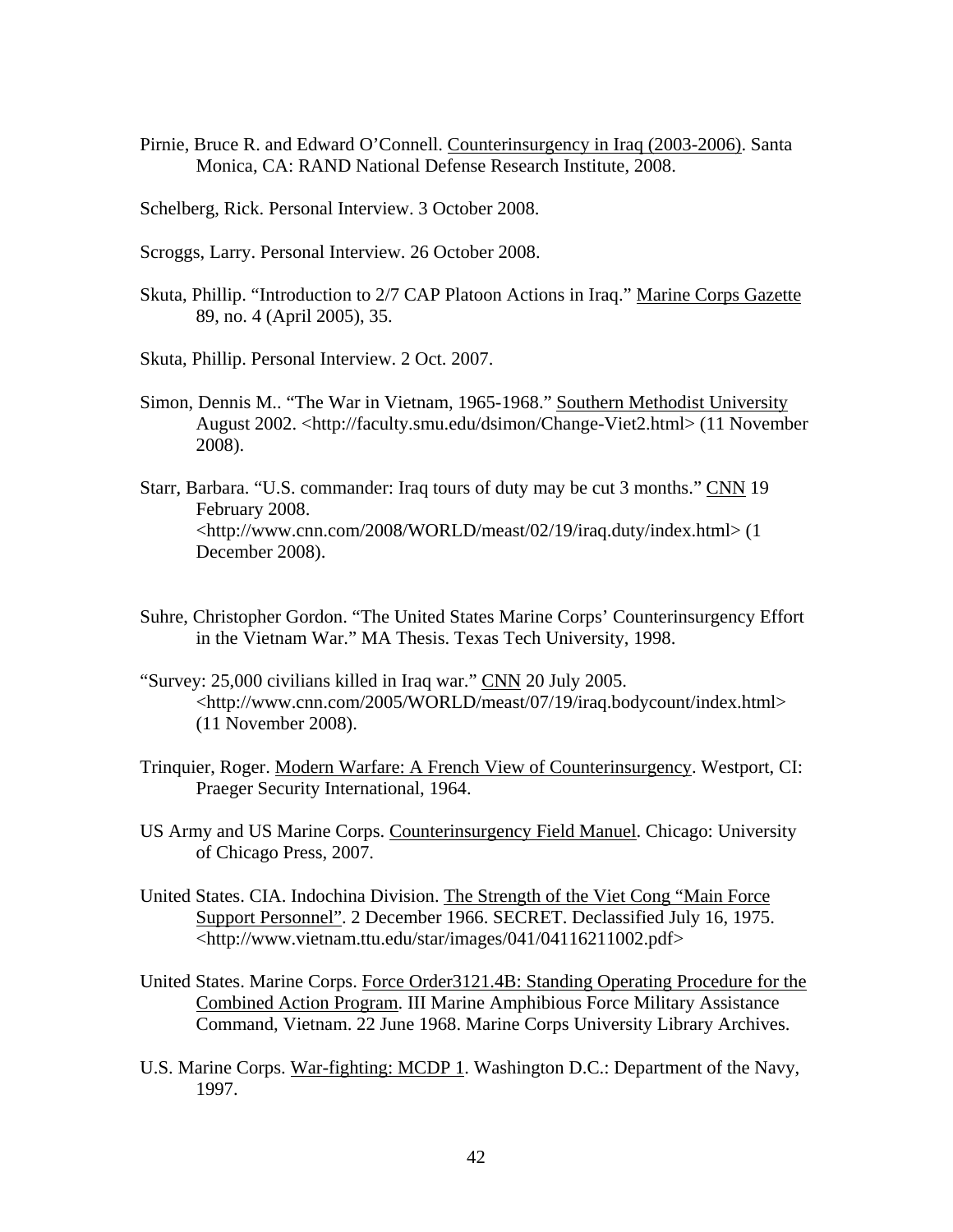Pirnie, Bruce R. and Edward O'Connell. Counterinsurgency in Iraq (2003-2006). Santa Monica, CA: RAND National Defense Research Institute, 2008.

Schelberg, Rick. Personal Interview. 3 October 2008.

Scroggs, Larry. Personal Interview. 26 October 2008.

Skuta, Phillip. "Introduction to 2/7 CAP Platoon Actions in Iraq." Marine Corps Gazette 89, no. 4 (April 2005), 35.

Skuta, Phillip. Personal Interview. 2 Oct. 2007.

Simon, Dennis M.. "The War in Vietnam, 1965-1968." Southern Methodist University August 2002. <http://faculty.smu.edu/dsimon/Change-Viet2.html> (11 November 2008).

Starr, Barbara. "U.S. commander: Iraq tours of duty may be cut 3 months." CNN 19 February 2008. <http://www.cnn.com/2008/WORLD/meast/02/19/iraq.duty/index.html> (1 December 2008).

Suhre, Christopher Gordon. "The United States Marine Corps' Counterinsurgency Effort in the Vietnam War." MA Thesis. Texas Tech University, 1998.

"Survey: 25,000 civilians killed in Iraq war." CNN 20 July 2005. <http://www.cnn.com/2005/WORLD/meast/07/19/iraq.bodycount/index.html> (11 November 2008).

Trinquier, Roger. Modern Warfare: A French View of Counterinsurgency. Westport, CI: Praeger Security International, 1964.

US Army and US Marine Corps. Counterinsurgency Field Manuel. Chicago: University of Chicago Press, 2007.

United States. CIA. Indochina Division. The Strength of the Viet Cong "Main Force Support Personnel". 2 December 1966. SECRET. Declassified July 16, 1975. <http://www.vietnam.ttu.edu/star/images/041/04116211002.pdf>

United States. Marine Corps. Force Order3121.4B: Standing Operating Procedure for the Combined Action Program. III Marine Amphibious Force Military Assistance Command, Vietnam. 22 June 1968. Marine Corps University Library Archives.

U.S. Marine Corps. War-fighting: MCDP 1. Washington D.C.: Department of the Navy, 1997.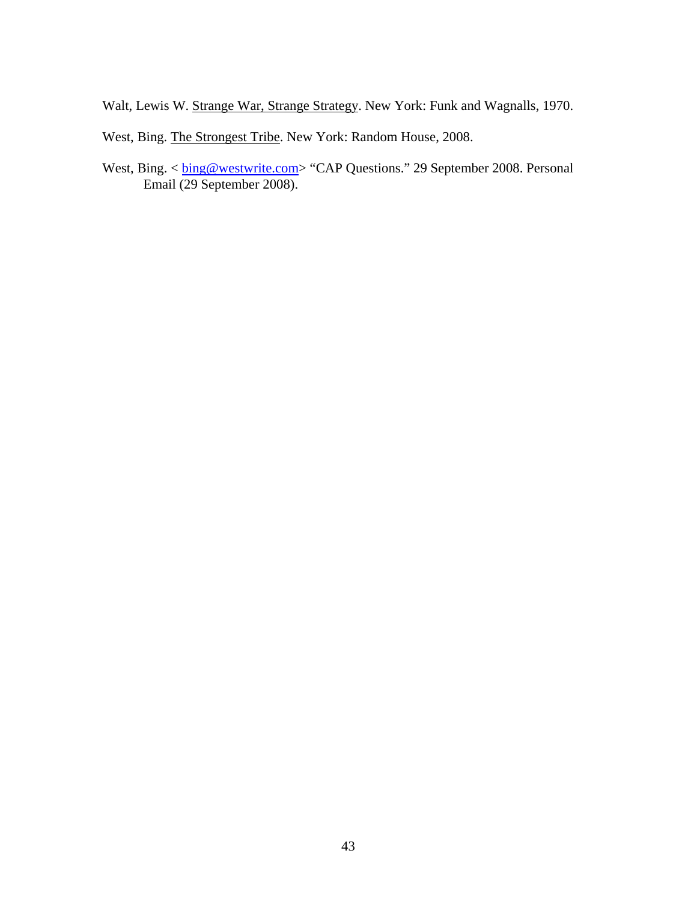Walt, Lewis W. Strange War, Strange Strategy. New York: Funk and Wagnalls, 1970.

West, Bing. The Strongest Tribe. New York: Random House, 2008.

West, Bing. < bing@westwrite.com> "CAP Questions." 29 September 2008. Personal Email (29 September 2008).